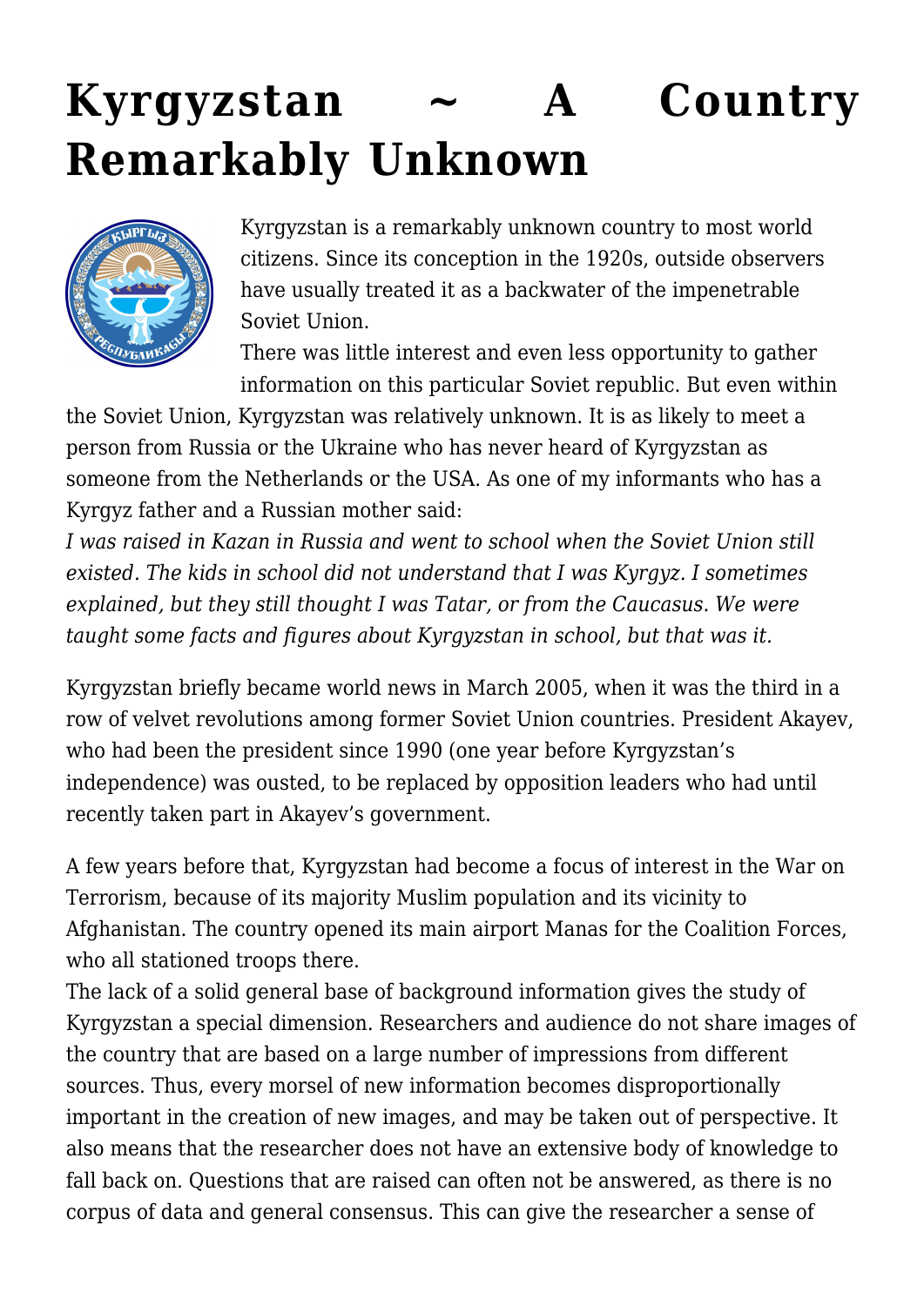# Kyrgyzstan ~ A Country Remarkably Unknown

Kyrgyzstan is a remarkably unknown country to most world citizens. Since its conception in the 1920s, outside observers have usually treated it as a backwater of the impenetrable Soviet Union.

There was little interest and even less opportunity to gather information on this particular Soviet republic. But even within the Soviet Union, Kyrgyzstan was relatively unknown. It is as likely to meet a person from Russia or the Ukraine who has never heard of Kyrgyzstan as someone from the Netherlands or the USA. As one of my informants who has a Kyrgyz father and a Russian mother said:

*I was raised in Kazan in Russia and went to school when the Soviet Union still existed. The kids in school did not understand that I was Kyrgyz. I sometimes explained, but they still thought I was Tatar, or from the Caucasus. We were taught some facts and figures about Kyrgyzstan in school, but that was it.*

Kyrgyzstan briefly became world news in March 2005, when it was the third in a row of velvet revolutions among former Soviet Union countries. President Akayev, who had been the president since 1990 (one year before Kyrgyzstan's independence) was ousted, to be replaced by opposition leaders who had until recently taken part in Akayev's government.

A few years before that, Kyrgyzstan had become a focus of interest in the War on Terrorism, because of its majority Muslim population and its vicinity to Afghanistan. The country opened its main airport Manas for the Coalition Forces, who all stationed troops there.

The lack of a solid general base of background information gives the study of Kyrgyzstan a special dimension. Researchers and audience do not share images of the country that are based on a large number of impressions from different sources. Thus, every morsel of new information becomes disproportionally important in the creation of new images, and may be taken out of perspective. It also means that the researcher does not have an extensive body of knowledge to fall back on. Questions that are raised can often not be answered, as there is no corpus of data and general consensus. This can give the researcher a sense of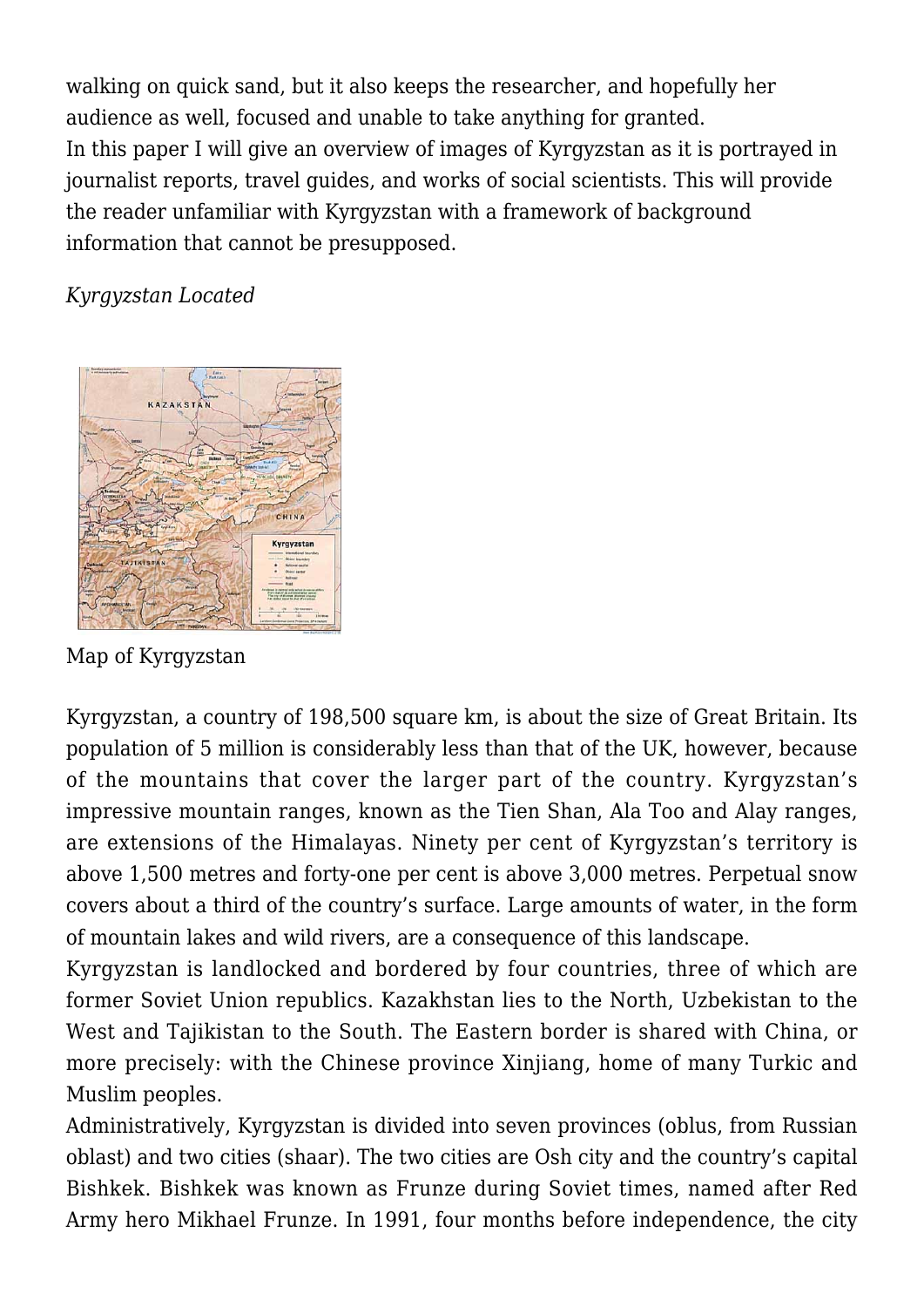walking on quick sand, but it also keeps the researcher, and hopefully her audience as well, focused and unable to take anything for granted.
In this paper I will give an overview of images of Kyrgyzstan as it is portrayed in journalist reports, travel guides, and works of social scientists. This will provide the reader unfamiliar with Kyrgyzstan with a framework of background information that cannot be presupposed.

*Kyrgyzstan Located*

Map of Kyrgyzstan

Kyrgyzstan, a country of 198,500 square km, is about the size of Great Britain. Its population of 5 million is considerably less than that of the UK, however, because of the mountains that cover the larger part of the country. Kyrgyzstan's impressive mountain ranges, known as the Tien Shan, Ala Too and Alay ranges, are extensions of the Himalayas. Ninety per cent of Kyrgyzstan's territory is above 1,500 metres and forty-one per cent is above 3,000 metres. Perpetual snow covers about a third of the country's surface. Large amounts of water, in the form of mountain lakes and wild rivers, are a consequence of this landscape.
Kyrgyzstan is landlocked and bordered by four countries, three of which are former Soviet Union republics. Kazakhstan lies to the North, Uzbekistan to the West and Tajikistan to the South. The Eastern border is shared with China, or more precisely: with the Chinese province Xinjiang, home of many Turkic and Muslim peoples.
Administratively, Kyrgyzstan is divided into seven provinces (oblus, from Russian oblast) and two cities (shaar). The two cities are Osh city and the country's capital Bishkek. Bishkek was known as Frunze during Soviet times, named after Red Army hero Mikhael Frunze. In 1991, four months before independence, the city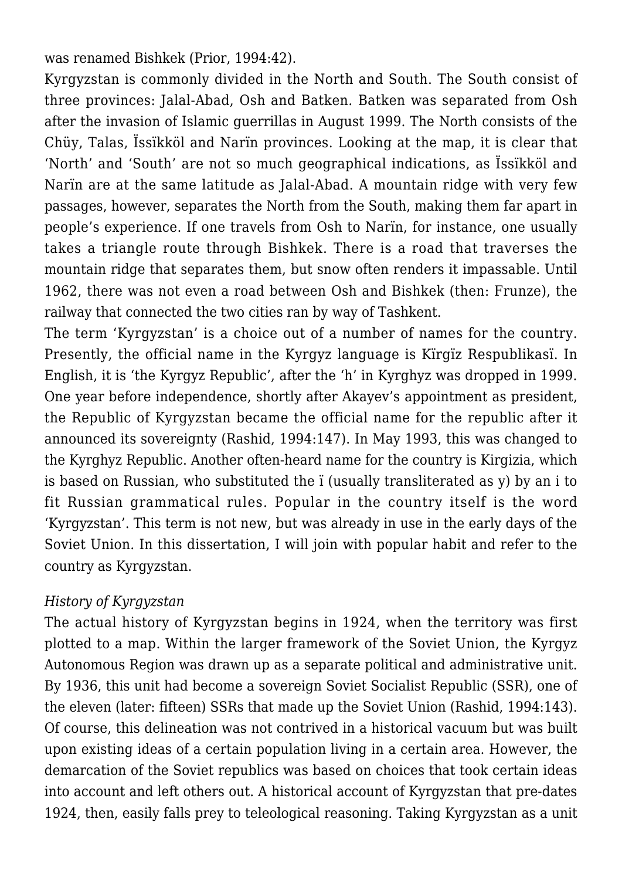was renamed Bishkek (Prior, 1994:42).

Kyrgyzstan is commonly divided in the North and South. The South consist of three provinces: Jalal-Abad, Osh and Batken. Batken was separated from Osh after the invasion of Islamic guerrillas in August 1999. The North consists of the Chüy, Talas, Ïssïkköl and Narïn provinces. Looking at the map, it is clear that 'North' and 'South' are not so much geographical indications, as Ïssïkköl and Narïn are at the same latitude as Jalal-Abad. A mountain ridge with very few passages, however, separates the North from the South, making them far apart in people's experience. If one travels from Osh to Narïn, for instance, one usually takes a triangle route through Bishkek. There is a road that traverses the mountain ridge that separates them, but snow often renders it impassable. Until 1962, there was not even a road between Osh and Bishkek (then: Frunze), the railway that connected the two cities ran by way of Tashkent.

The term 'Kyrgyzstan' is a choice out of a number of names for the country. Presently, the official name in the Kyrgyz language is Kïrgïz Respublikasï. In English, it is 'the Kyrgyz Republic', after the 'h' in Kyrghyz was dropped in 1999. One year before independence, shortly after Akayev's appointment as president, the Republic of Kyrgyzstan became the official name for the republic after it announced its sovereignty (Rashid, 1994:147). In May 1993, this was changed to the Kyrghyz Republic. Another often-heard name for the country is Kirgizia, which is based on Russian, who substituted the ï (usually transliterated as y) by an i to fit Russian grammatical rules. Popular in the country itself is the word 'Kyrgyzstan'. This term is not new, but was already in use in the early days of the Soviet Union. In this dissertation, I will join with popular habit and refer to the country as Kyrgyzstan.

*History of Kyrgyzstan*

The actual history of Kyrgyzstan begins in 1924, when the territory was first plotted to a map. Within the larger framework of the Soviet Union, the Kyrgyz Autonomous Region was drawn up as a separate political and administrative unit. By 1936, this unit had become a sovereign Soviet Socialist Republic (SSR), one of the eleven (later: fifteen) SSRs that made up the Soviet Union (Rashid, 1994:143). Of course, this delineation was not contrived in a historical vacuum but was built upon existing ideas of a certain population living in a certain area. However, the demarcation of the Soviet republics was based on choices that took certain ideas into account and left others out. A historical account of Kyrgyzstan that pre-dates 1924, then, easily falls prey to teleological reasoning. Taking Kyrgyzstan as a unit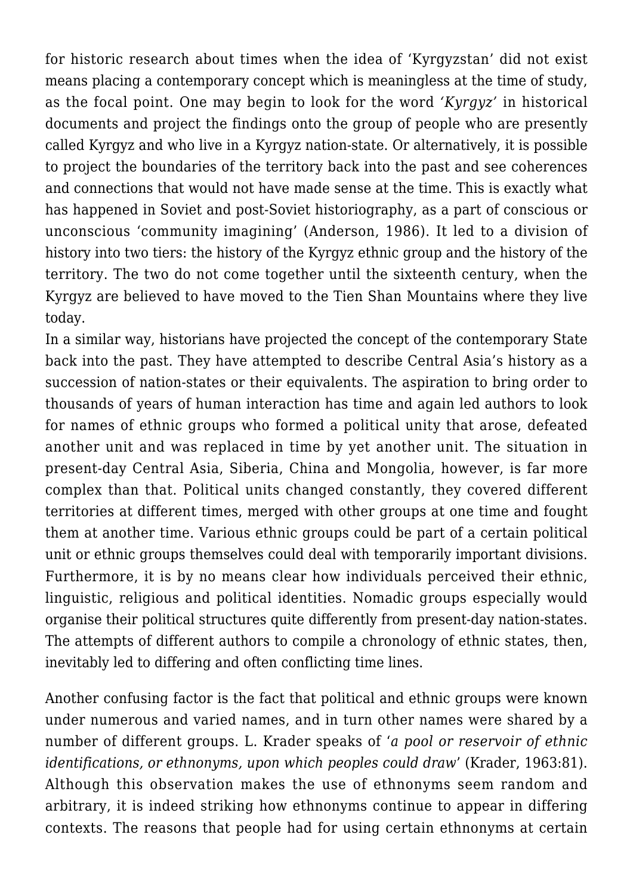for historic research about times when the idea of 'Kyrgyzstan' did not exist means placing a contemporary concept which is meaningless at the time of study, as the focal point. One may begin to look for the word *'Kyrgyz'* in historical documents and project the findings onto the group of people who are presently called Kyrgyz and who live in a Kyrgyz nation-state. Or alternatively, it is possible to project the boundaries of the territory back into the past and see coherences and connections that would not have made sense at the time. This is exactly what has happened in Soviet and post-Soviet historiography, as a part of conscious or unconscious 'community imagining' (Anderson, 1986). It led to a division of history into two tiers: the history of the Kyrgyz ethnic group and the history of the territory. The two do not come together until the sixteenth century, when the Kyrgyz are believed to have moved to the Tien Shan Mountains where they live today.

In a similar way, historians have projected the concept of the contemporary State back into the past. They have attempted to describe Central Asia's history as a succession of nation-states or their equivalents. The aspiration to bring order to thousands of years of human interaction has time and again led authors to look for names of ethnic groups who formed a political unity that arose, defeated another unit and was replaced in time by yet another unit. The situation in present-day Central Asia, Siberia, China and Mongolia, however, is far more complex than that. Political units changed constantly, they covered different territories at different times, merged with other groups at one time and fought them at another time. Various ethnic groups could be part of a certain political unit or ethnic groups themselves could deal with temporarily important divisions. Furthermore, it is by no means clear how individuals perceived their ethnic, linguistic, religious and political identities. Nomadic groups especially would organise their political structures quite differently from present-day nation-states. The attempts of different authors to compile a chronology of ethnic states, then, inevitably led to differing and often conflicting time lines.

Another confusing factor is the fact that political and ethnic groups were known under numerous and varied names, and in turn other names were shared by a number of different groups. L. Krader speaks of '*a pool or reservoir of ethnic identifications, or ethnonyms, upon which peoples could draw*' (Krader, 1963:81). Although this observation makes the use of ethnonyms seem random and arbitrary, it is indeed striking how ethnonyms continue to appear in differing contexts. The reasons that people had for using certain ethnonyms at certain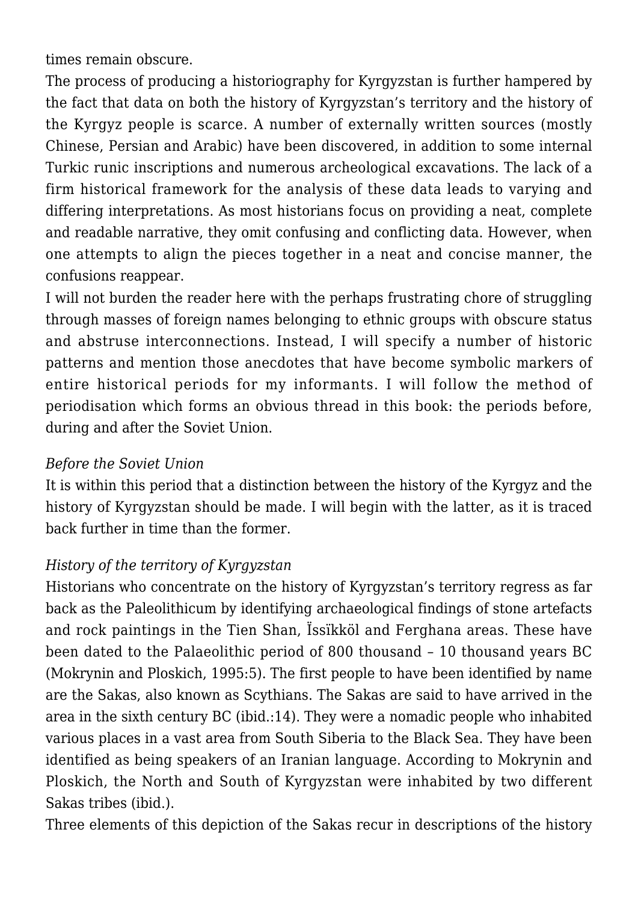times remain obscure.

The process of producing a historiography for Kyrgyzstan is further hampered by the fact that data on both the history of Kyrgyzstan's territory and the history of the Kyrgyz people is scarce. A number of externally written sources (mostly Chinese, Persian and Arabic) have been discovered, in addition to some internal Turkic runic inscriptions and numerous archeological excavations. The lack of a firm historical framework for the analysis of these data leads to varying and differing interpretations. As most historians focus on providing a neat, complete and readable narrative, they omit confusing and conflicting data. However, when one attempts to align the pieces together in a neat and concise manner, the confusions reappear.

I will not burden the reader here with the perhaps frustrating chore of struggling through masses of foreign names belonging to ethnic groups with obscure status and abstruse interconnections. Instead, I will specify a number of historic patterns and mention those anecdotes that have become symbolic markers of entire historical periods for my informants. I will follow the method of periodisation which forms an obvious thread in this book: the periods before, during and after the Soviet Union.

*Before the Soviet Union*

It is within this period that a distinction between the history of the Kyrgyz and the history of Kyrgyzstan should be made. I will begin with the latter, as it is traced back further in time than the former.

*History of the territory of Kyrgyzstan*

Historians who concentrate on the history of Kyrgyzstan's territory regress as far back as the Paleolithicum by identifying archaeological findings of stone artefacts and rock paintings in the Tien Shan, Ïssïkköl and Ferghana areas. These have been dated to the Palaeolithic period of 800 thousand – 10 thousand years BC (Mokrynin and Ploskich, 1995:5). The first people to have been identified by name are the Sakas, also known as Scythians. The Sakas are said to have arrived in the area in the sixth century BC (ibid.:14). They were a nomadic people who inhabited various places in a vast area from South Siberia to the Black Sea. They have been identified as being speakers of an Iranian language. According to Mokrynin and Ploskich, the North and South of Kyrgyzstan were inhabited by two different Sakas tribes (ibid.).

Three elements of this depiction of the Sakas recur in descriptions of the history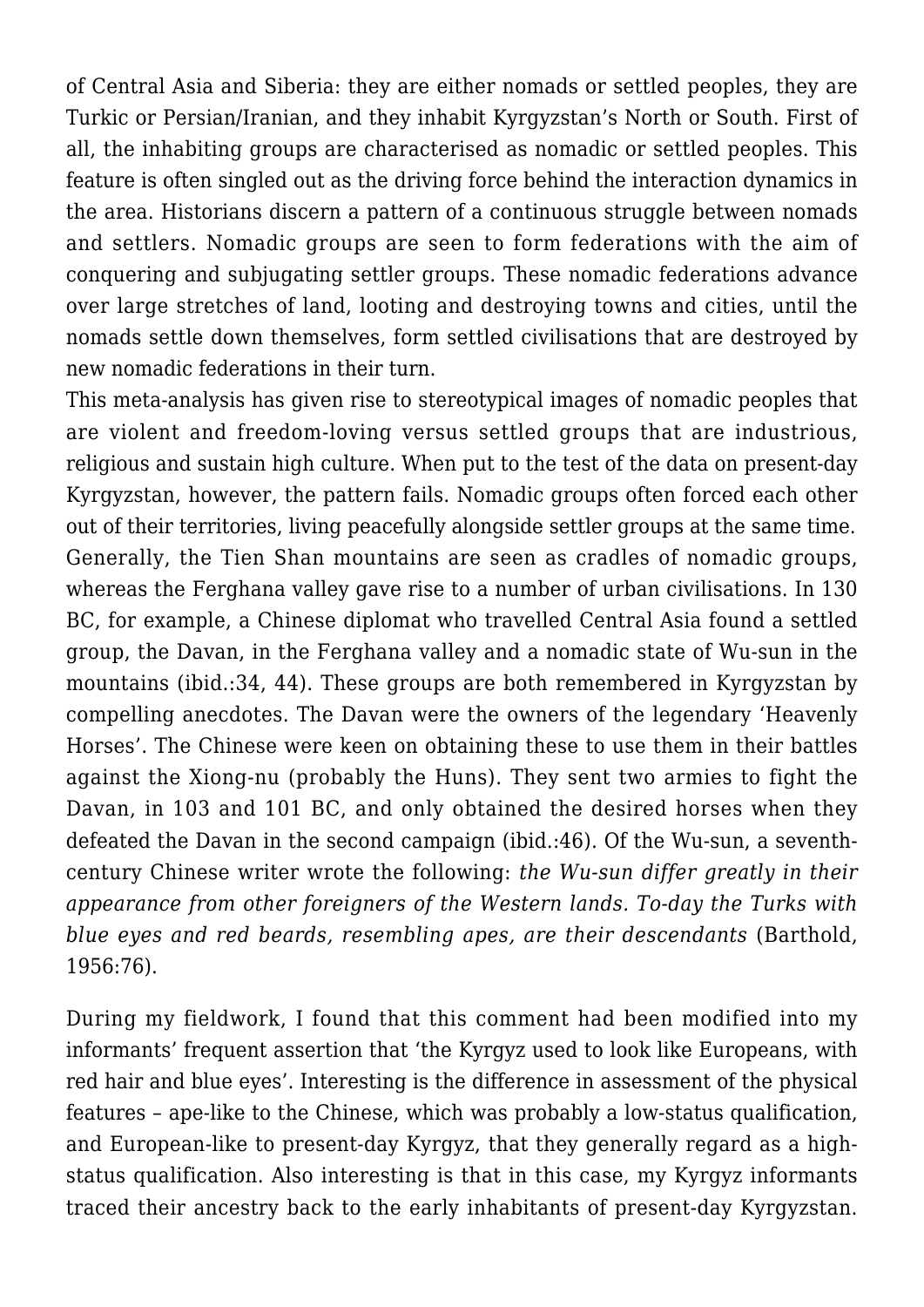of Central Asia and Siberia: they are either nomads or settled peoples, they are Turkic or Persian/Iranian, and they inhabit Kyrgyzstan's North or South. First of all, the inhabiting groups are characterised as nomadic or settled peoples. This feature is often singled out as the driving force behind the interaction dynamics in the area. Historians discern a pattern of a continuous struggle between nomads and settlers. Nomadic groups are seen to form federations with the aim of conquering and subjugating settler groups. These nomadic federations advance over large stretches of land, looting and destroying towns and cities, until the nomads settle down themselves, form settled civilisations that are destroyed by new nomadic federations in their turn.

This meta-analysis has given rise to stereotypical images of nomadic peoples that are violent and freedom-loving versus settled groups that are industrious, religious and sustain high culture. When put to the test of the data on present-day Kyrgyzstan, however, the pattern fails. Nomadic groups often forced each other out of their territories, living peacefully alongside settler groups at the same time. Generally, the Tien Shan mountains are seen as cradles of nomadic groups, whereas the Ferghana valley gave rise to a number of urban civilisations. In 130 BC, for example, a Chinese diplomat who travelled Central Asia found a settled group, the Davan, in the Ferghana valley and a nomadic state of Wu-sun in the mountains (ibid.:34, 44). These groups are both remembered in Kyrgyzstan by compelling anecdotes. The Davan were the owners of the legendary 'Heavenly Horses'. The Chinese were keen on obtaining these to use them in their battles against the Xiong-nu (probably the Huns). They sent two armies to fight the Davan, in 103 and 101 BC, and only obtained the desired horses when they defeated the Davan in the second campaign (ibid.:46). Of the Wu-sun, a seventh-century Chinese writer wrote the following: *the Wu-sun differ greatly in their appearance from other foreigners of the Western lands. To-day the Turks with blue eyes and red beards, resembling apes, are their descendants* (Barthold, 1956:76).

During my fieldwork, I found that this comment had been modified into my informants' frequent assertion that 'the Kyrgyz used to look like Europeans, with red hair and blue eyes'. Interesting is the difference in assessment of the physical features – ape-like to the Chinese, which was probably a low-status qualification, and European-like to present-day Kyrgyz, that they generally regard as a high-status qualification. Also interesting is that in this case, my Kyrgyz informants traced their ancestry back to the early inhabitants of present-day Kyrgyzstan.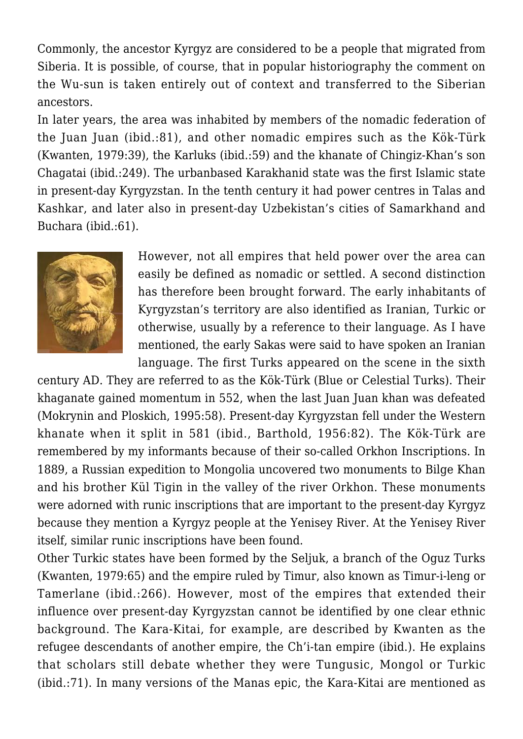Commonly, the ancestor Kyrgyz are considered to be a people that migrated from Siberia. It is possible, of course, that in popular historiography the comment on the Wu-sun is taken entirely out of context and transferred to the Siberian ancestors.

In later years, the area was inhabited by members of the nomadic federation of the Juan Juan (ibid.:81), and other nomadic empires such as the Kök-Türk (Kwanten, 1979:39), the Karluks (ibid.:59) and the khanate of Chingiz-Khan's son Chagatai (ibid.:249). The urbanbased Karakhanid state was the first Islamic state in present-day Kyrgyzstan. In the tenth century it had power centres in Talas and Kashkar, and later also in present-day Uzbekistan's cities of Samarkhand and Buchara (ibid.:61).

However, not all empires that held power over the area can easily be defined as nomadic or settled. A second distinction has therefore been brought forward. The early inhabitants of Kyrgyzstan's territory are also identified as Iranian, Turkic or otherwise, usually by a reference to their language. As I have mentioned, the early Sakas were said to have spoken an Iranian language. The first Turks appeared on the scene in the sixth century AD. They are referred to as the Kök-Türk (Blue or Celestial Turks). Their khaganate gained momentum in 552, when the last Juan Juan khan was defeated (Mokrynin and Ploskich, 1995:58). Present-day Kyrgyzstan fell under the Western khanate when it split in 581 (ibid., Barthold, 1956:82). The Kök-Türk are remembered by my informants because of their so-called Orkhon Inscriptions. In 1889, a Russian expedition to Mongolia uncovered two monuments to Bilge Khan and his brother Kül Tigin in the valley of the river Orkhon. These monuments were adorned with runic inscriptions that are important to the present-day Kyrgyz because they mention a Kyrgyz people at the Yenisey River. At the Yenisey River itself, similar runic inscriptions have been found.

Other Turkic states have been formed by the Seljuk, a branch of the Oguz Turks (Kwanten, 1979:65) and the empire ruled by Timur, also known as Timur-i-leng or Tamerlane (ibid.:266). However, most of the empires that extended their influence over present-day Kyrgyzstan cannot be identified by one clear ethnic background. The Kara-Kitai, for example, are described by Kwanten as the refugee descendants of another empire, the Ch'i-tan empire (ibid.). He explains that scholars still debate whether they were Tungusic, Mongol or Turkic (ibid.:71). In many versions of the Manas epic, the Kara-Kitai are mentioned as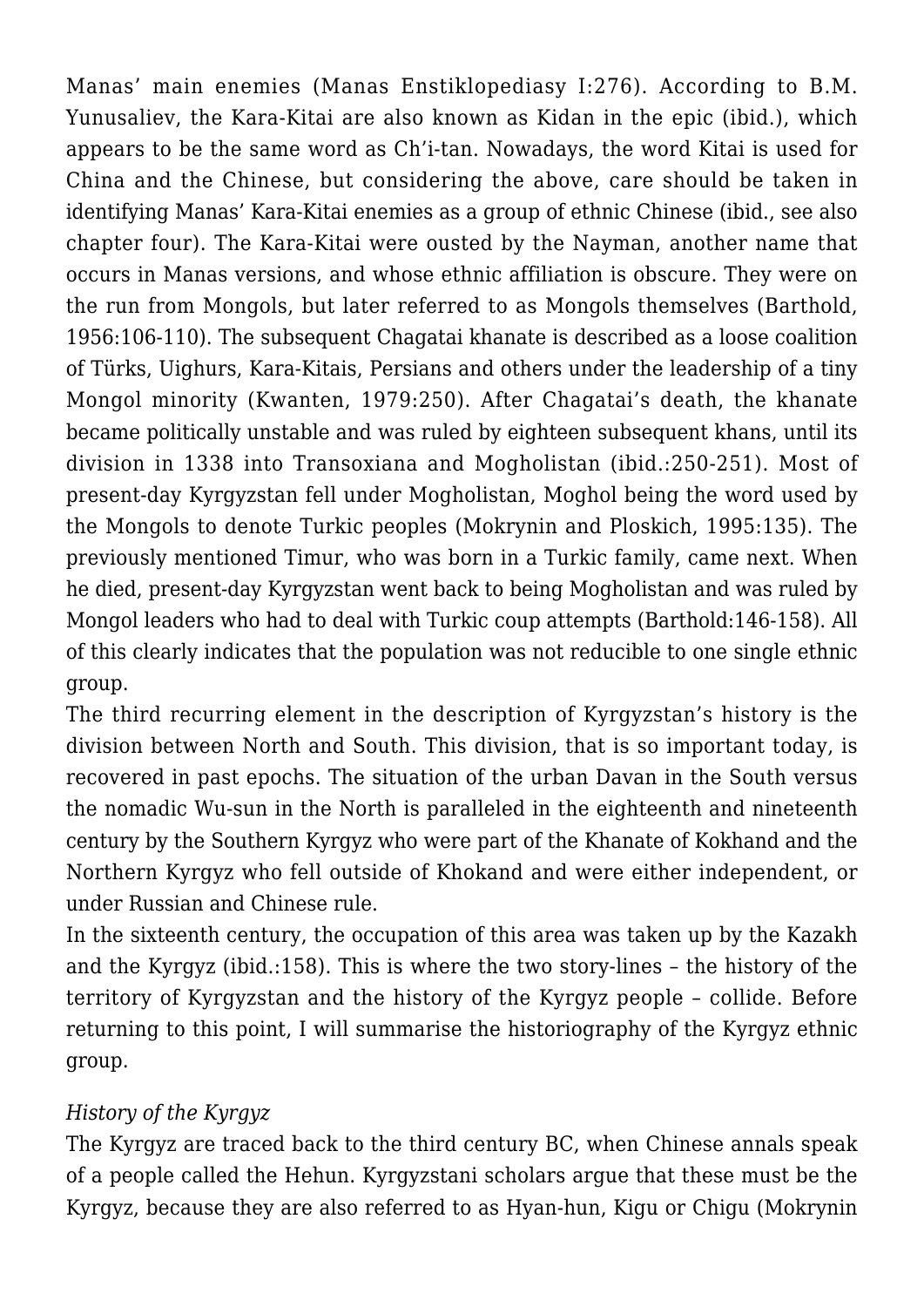Manas' main enemies (Manas Enstiklopediasy I:276). According to B.M. Yunusaliev, the Kara-Kitai are also known as Kidan in the epic (ibid.), which appears to be the same word as Ch'i-tan. Nowadays, the word Kitai is used for China and the Chinese, but considering the above, care should be taken in identifying Manas' Kara-Kitai enemies as a group of ethnic Chinese (ibid., see also chapter four). The Kara-Kitai were ousted by the Nayman, another name that occurs in Manas versions, and whose ethnic affiliation is obscure. They were on the run from Mongols, but later referred to as Mongols themselves (Barthold, 1956:106-110). The subsequent Chagatai khanate is described as a loose coalition of Türks, Uighurs, Kara-Kitais, Persians and others under the leadership of a tiny Mongol minority (Kwanten, 1979:250). After Chagatai's death, the khanate became politically unstable and was ruled by eighteen subsequent khans, until its division in 1338 into Transoxiana and Mogholistan (ibid.:250-251). Most of present-day Kyrgyzstan fell under Mogholistan, Moghol being the word used by the Mongols to denote Turkic peoples (Mokrynin and Ploskich, 1995:135). The previously mentioned Timur, who was born in a Turkic family, came next. When he died, present-day Kyrgyzstan went back to being Mogholistan and was ruled by Mongol leaders who had to deal with Turkic coup attempts (Barthold:146-158). All of this clearly indicates that the population was not reducible to one single ethnic group.

The third recurring element in the description of Kyrgyzstan's history is the division between North and South. This division, that is so important today, is recovered in past epochs. The situation of the urban Davan in the South versus the nomadic Wu-sun in the North is paralleled in the eighteenth and nineteenth century by the Southern Kyrgyz who were part of the Khanate of Kokhand and the Northern Kyrgyz who fell outside of Khokand and were either independent, or under Russian and Chinese rule.

In the sixteenth century, the occupation of this area was taken up by the Kazakh and the Kyrgyz (ibid.:158). This is where the two story-lines – the history of the territory of Kyrgyzstan and the history of the Kyrgyz people – collide. Before returning to this point, I will summarise the historiography of the Kyrgyz ethnic group.

*History of the Kyrgyz*

The Kyrgyz are traced back to the third century BC, when Chinese annals speak of a people called the Hehun. Kyrgyzstani scholars argue that these must be the Kyrgyz, because they are also referred to as Hyan-hun, Kigu or Chigu (Mokrynin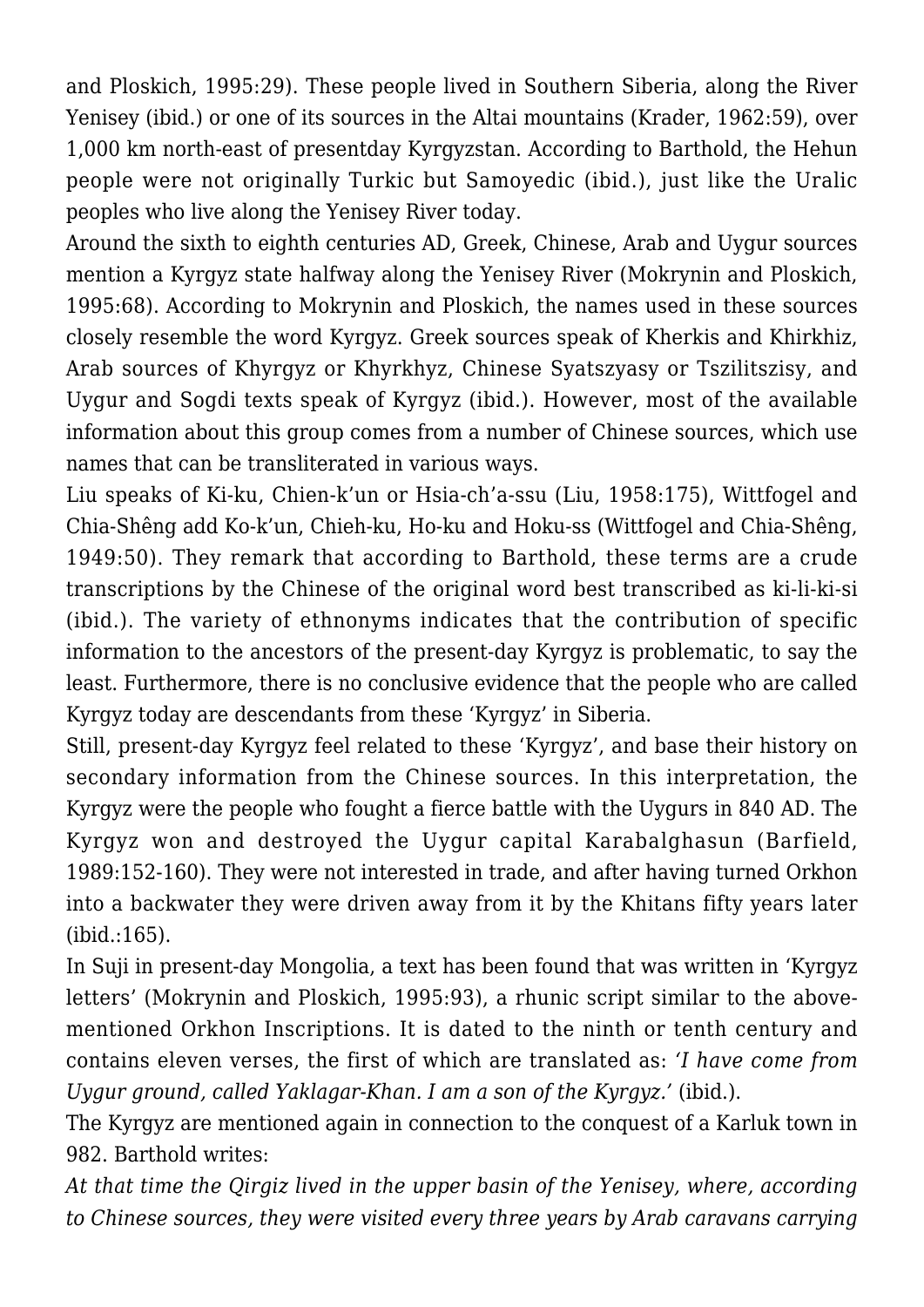and Ploskich, 1995:29). These people lived in Southern Siberia, along the River Yenisey (ibid.) or one of its sources in the Altai mountains (Krader, 1962:59), over 1,000 km north-east of presentday Kyrgyzstan. According to Barthold, the Hehun people were not originally Turkic but Samoyedic (ibid.), just like the Uralic peoples who live along the Yenisey River today.

Around the sixth to eighth centuries AD, Greek, Chinese, Arab and Uygur sources mention a Kyrgyz state halfway along the Yenisey River (Mokrynin and Ploskich, 1995:68). According to Mokrynin and Ploskich, the names used in these sources closely resemble the word Kyrgyz. Greek sources speak of Kherkis and Khirkhiz, Arab sources of Khyrgyz or Khyrkhyz, Chinese Syatszyasy or Tszilitszisy, and Uygur and Sogdi texts speak of Kyrgyz (ibid.). However, most of the available information about this group comes from a number of Chinese sources, which use names that can be transliterated in various ways.

Liu speaks of Ki-ku, Chien-k'un or Hsia-ch'a-ssu (Liu, 1958:175), Wittfogel and Chia-Shêng add Ko-k'un, Chieh-ku, Ho-ku and Hoku-ss (Wittfogel and Chia-Shêng, 1949:50). They remark that according to Barthold, these terms are a crude transcriptions by the Chinese of the original word best transcribed as ki-li-ki-si (ibid.). The variety of ethnonyms indicates that the contribution of specific information to the ancestors of the present-day Kyrgyz is problematic, to say the least. Furthermore, there is no conclusive evidence that the people who are called Kyrgyz today are descendants from these 'Kyrgyz' in Siberia.

Still, present-day Kyrgyz feel related to these 'Kyrgyz', and base their history on secondary information from the Chinese sources. In this interpretation, the Kyrgyz were the people who fought a fierce battle with the Uygurs in 840 AD. The Kyrgyz won and destroyed the Uygur capital Karabalghasun (Barfield, 1989:152-160). They were not interested in trade, and after having turned Orkhon into a backwater they were driven away from it by the Khitans fifty years later (ibid.:165).

In Suji in present-day Mongolia, a text has been found that was written in 'Kyrgyz letters' (Mokrynin and Ploskich, 1995:93), a rhunic script similar to the above-mentioned Orkhon Inscriptions. It is dated to the ninth or tenth century and contains eleven verses, the first of which are translated as: *'I have come from Uygur ground, called Yaklagar-Khan. I am a son of the Kyrgyz.'* (ibid.).

The Kyrgyz are mentioned again in connection to the conquest of a Karluk town in 982. Barthold writes:

*At that time the Qirgiz lived in the upper basin of the Yenisey, where, according to Chinese sources, they were visited every three years by Arab caravans carrying*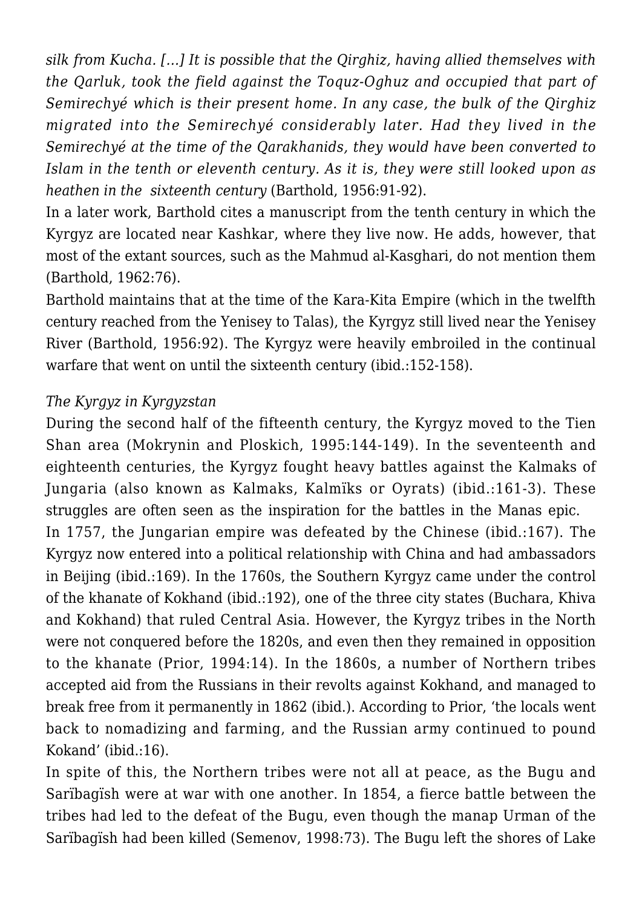*silk from Kucha. [...] It is possible that the Qirghiz, having allied themselves with the Qarluk, took the field against the Toquz-Oghuz and occupied that part of Semirechyé which is their present home. In any case, the bulk of the Qirghiz migrated into the Semirechyé considerably later. Had they lived in the Semirechyé at the time of the Qarakhanids, they would have been converted to Islam in the tenth or eleventh century. As it is, they were still looked upon as heathen in the sixteenth century* (Barthold, 1956:91-92).

In a later work, Barthold cites a manuscript from the tenth century in which the Kyrgyz are located near Kashkar, where they live now. He adds, however, that most of the extant sources, such as the Mahmud al-Kasghari, do not mention them (Barthold, 1962:76).

Barthold maintains that at the time of the Kara-Kita Empire (which in the twelfth century reached from the Yenisey to Talas), the Kyrgyz still lived near the Yenisey River (Barthold, 1956:92). The Kyrgyz were heavily embroiled in the continual warfare that went on until the sixteenth century (ibid.:152-158).

*The Kyrgyz in Kyrgyzstan*

During the second half of the fifteenth century, the Kyrgyz moved to the Tien Shan area (Mokrynin and Ploskich, 1995:144-149). In the seventeenth and eighteenth centuries, the Kyrgyz fought heavy battles against the Kalmaks of Jungaria (also known as Kalmaks, Kalmïks or Oyrats) (ibid.:161-3). These struggles are often seen as the inspiration for the battles in the Manas epic.

In 1757, the Jungarian empire was defeated by the Chinese (ibid.:167). The Kyrgyz now entered into a political relationship with China and had ambassadors in Beijing (ibid.:169). In the 1760s, the Southern Kyrgyz came under the control of the khanate of Kokhand (ibid.:192), one of the three city states (Buchara, Khiva and Kokhand) that ruled Central Asia. However, the Kyrgyz tribes in the North were not conquered before the 1820s, and even then they remained in opposition to the khanate (Prior, 1994:14). In the 1860s, a number of Northern tribes accepted aid from the Russians in their revolts against Kokhand, and managed to break free from it permanently in 1862 (ibid.). According to Prior, 'the locals went back to nomadizing and farming, and the Russian army continued to pound Kokand' (ibid.:16).

In spite of this, the Northern tribes were not all at peace, as the Bugu and Sarïbagïsh were at war with one another. In 1854, a fierce battle between the tribes had led to the defeat of the Bugu, even though the manap Urman of the Sarïbagïsh had been killed (Semenov, 1998:73). The Bugu left the shores of Lake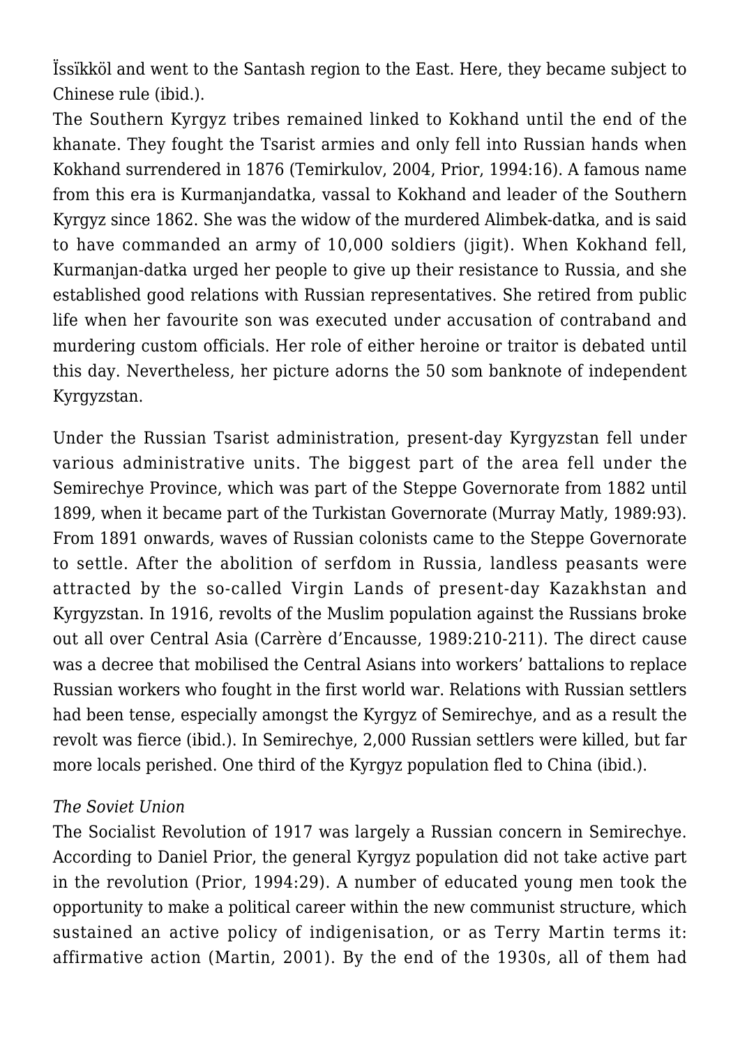Ïssïkköl and went to the Santash region to the East. Here, they became subject to Chinese rule (ibid.).

The Southern Kyrgyz tribes remained linked to Kokhand until the end of the khanate. They fought the Tsarist armies and only fell into Russian hands when Kokhand surrendered in 1876 (Temirkulov, 2004, Prior, 1994:16). A famous name from this era is Kurmanjandatka, vassal to Kokhand and leader of the Southern Kyrgyz since 1862. She was the widow of the murdered Alimbek-datka, and is said to have commanded an army of 10,000 soldiers (jigit). When Kokhand fell, Kurmanjan-datka urged her people to give up their resistance to Russia, and she established good relations with Russian representatives. She retired from public life when her favourite son was executed under accusation of contraband and murdering custom officials. Her role of either heroine or traitor is debated until this day. Nevertheless, her picture adorns the 50 som banknote of independent Kyrgyzstan.

Under the Russian Tsarist administration, present-day Kyrgyzstan fell under various administrative units. The biggest part of the area fell under the Semirechye Province, which was part of the Steppe Governorate from 1882 until 1899, when it became part of the Turkistan Governorate (Murray Matly, 1989:93). From 1891 onwards, waves of Russian colonists came to the Steppe Governorate to settle. After the abolition of serfdom in Russia, landless peasants were attracted by the so-called Virgin Lands of present-day Kazakhstan and Kyrgyzstan. In 1916, revolts of the Muslim population against the Russians broke out all over Central Asia (Carrère d'Encausse, 1989:210-211). The direct cause was a decree that mobilised the Central Asians into workers' battalions to replace Russian workers who fought in the first world war. Relations with Russian settlers had been tense, especially amongst the Kyrgyz of Semirechye, and as a result the revolt was fierce (ibid.). In Semirechye, 2,000 Russian settlers were killed, but far more locals perished. One third of the Kyrgyz population fled to China (ibid.).

*The Soviet Union*

The Socialist Revolution of 1917 was largely a Russian concern in Semirechye. According to Daniel Prior, the general Kyrgyz population did not take active part in the revolution (Prior, 1994:29). A number of educated young men took the opportunity to make a political career within the new communist structure, which sustained an active policy of indigenisation, or as Terry Martin terms it: affirmative action (Martin, 2001). By the end of the 1930s, all of them had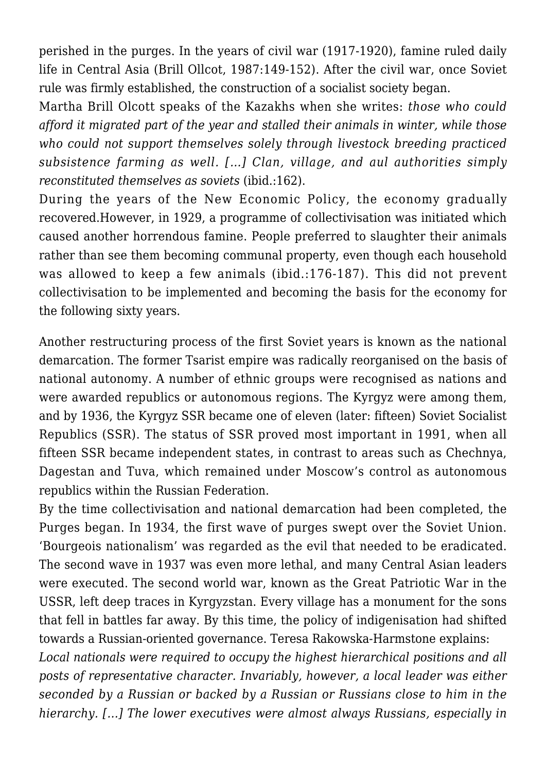perished in the purges. In the years of civil war (1917-1920), famine ruled daily life in Central Asia (Brill Ollcot, 1987:149-152). After the civil war, once Soviet rule was firmly established, the construction of a socialist society began.

Martha Brill Olcott speaks of the Kazakhs when she writes: *those who could afford it migrated part of the year and stalled their animals in winter, while those who could not support themselves solely through livestock breeding practiced subsistence farming as well. […] Clan, village, and aul authorities simply reconstituted themselves as soviets* (ibid.:162).

During the years of the New Economic Policy, the economy gradually recovered.However, in 1929, a programme of collectivisation was initiated which caused another horrendous famine. People preferred to slaughter their animals rather than see them becoming communal property, even though each household was allowed to keep a few animals (ibid.:176-187). This did not prevent collectivisation to be implemented and becoming the basis for the economy for the following sixty years.

Another restructuring process of the first Soviet years is known as the national demarcation. The former Tsarist empire was radically reorganised on the basis of national autonomy. A number of ethnic groups were recognised as nations and were awarded republics or autonomous regions. The Kyrgyz were among them, and by 1936, the Kyrgyz SSR became one of eleven (later: fifteen) Soviet Socialist Republics (SSR). The status of SSR proved most important in 1991, when all fifteen SSR became independent states, in contrast to areas such as Chechnya, Dagestan and Tuva, which remained under Moscow's control as autonomous republics within the Russian Federation.

By the time collectivisation and national demarcation had been completed, the Purges began. In 1934, the first wave of purges swept over the Soviet Union. 'Bourgeois nationalism' was regarded as the evil that needed to be eradicated. The second wave in 1937 was even more lethal, and many Central Asian leaders were executed. The second world war, known as the Great Patriotic War in the USSR, left deep traces in Kyrgyzstan. Every village has a monument for the sons that fell in battles far away. By this time, the policy of indigenisation had shifted towards a Russian-oriented governance. Teresa Rakowska-Harmstone explains:

*Local nationals were required to occupy the highest hierarchical positions and all posts of representative character. Invariably, however, a local leader was either seconded by a Russian or backed by a Russian or Russians close to him in the hierarchy. […] The lower executives were almost always Russians, especially in*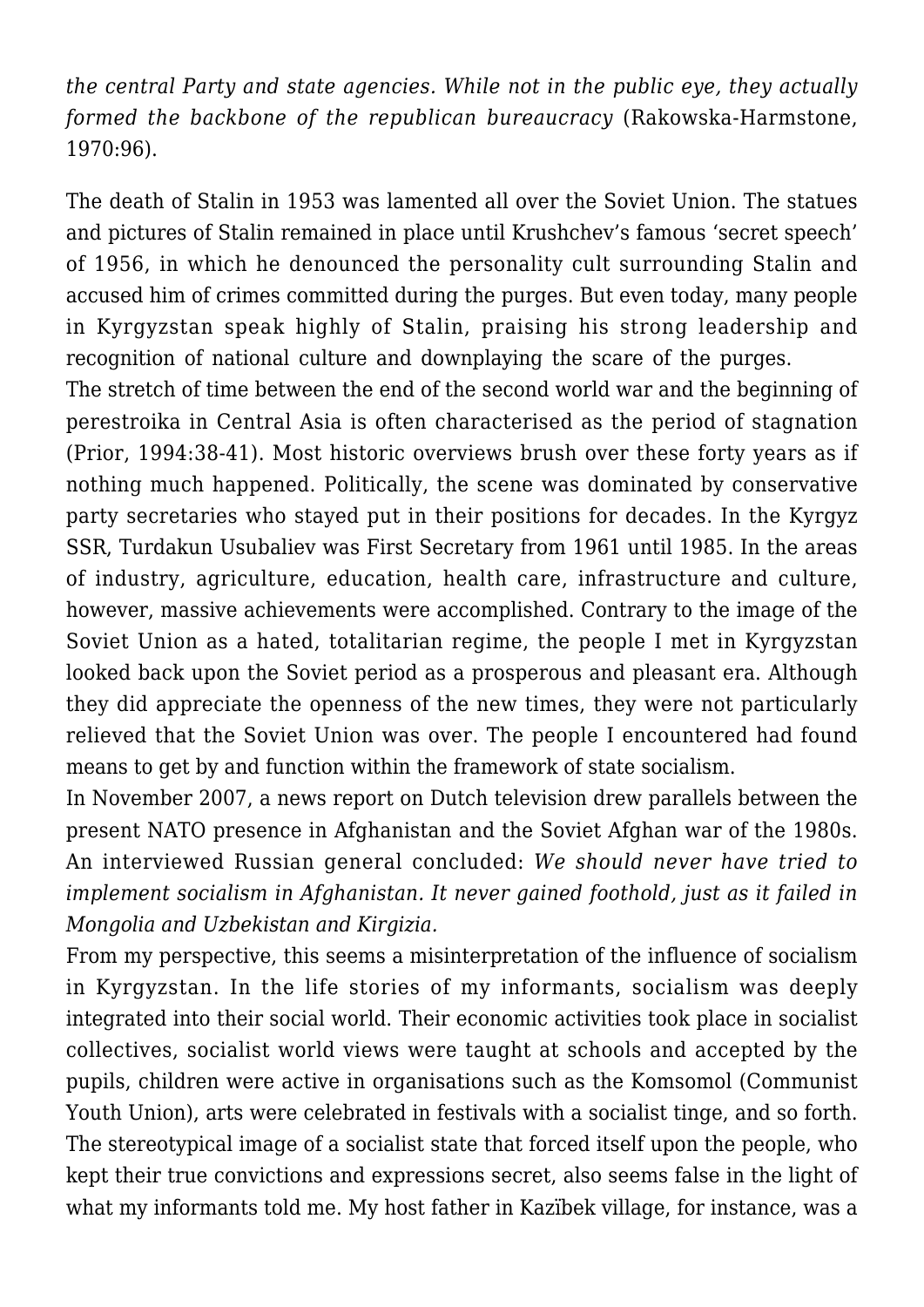*the central Party and state agencies. While not in the public eye, they actually formed the backbone of the republican bureaucracy* (Rakowska-Harmstone, 1970:96).

The death of Stalin in 1953 was lamented all over the Soviet Union. The statues and pictures of Stalin remained in place until Krushchev's famous 'secret speech' of 1956, in which he denounced the personality cult surrounding Stalin and accused him of crimes committed during the purges. But even today, many people in Kyrgyzstan speak highly of Stalin, praising his strong leadership and recognition of national culture and downplaying the scare of the purges.

The stretch of time between the end of the second world war and the beginning of perestroika in Central Asia is often characterised as the period of stagnation (Prior, 1994:38-41). Most historic overviews brush over these forty years as if nothing much happened. Politically, the scene was dominated by conservative party secretaries who stayed put in their positions for decades. In the Kyrgyz SSR, Turdakun Usubaliev was First Secretary from 1961 until 1985. In the areas of industry, agriculture, education, health care, infrastructure and culture, however, massive achievements were accomplished. Contrary to the image of the Soviet Union as a hated, totalitarian regime, the people I met in Kyrgyzstan looked back upon the Soviet period as a prosperous and pleasant era. Although they did appreciate the openness of the new times, they were not particularly relieved that the Soviet Union was over. The people I encountered had found means to get by and function within the framework of state socialism.

In November 2007, a news report on Dutch television drew parallels between the present NATO presence in Afghanistan and the Soviet Afghan war of the 1980s. An interviewed Russian general concluded: *We should never have tried to implement socialism in Afghanistan. It never gained foothold, just as it failed in Mongolia and Uzbekistan and Kirgizia.*

From my perspective, this seems a misinterpretation of the influence of socialism in Kyrgyzstan. In the life stories of my informants, socialism was deeply integrated into their social world. Their economic activities took place in socialist collectives, socialist world views were taught at schools and accepted by the pupils, children were active in organisations such as the Komsomol (Communist Youth Union), arts were celebrated in festivals with a socialist tinge, and so forth. The stereotypical image of a socialist state that forced itself upon the people, who kept their true convictions and expressions secret, also seems false in the light of what my informants told me. My host father in Kazïbek village, for instance, was a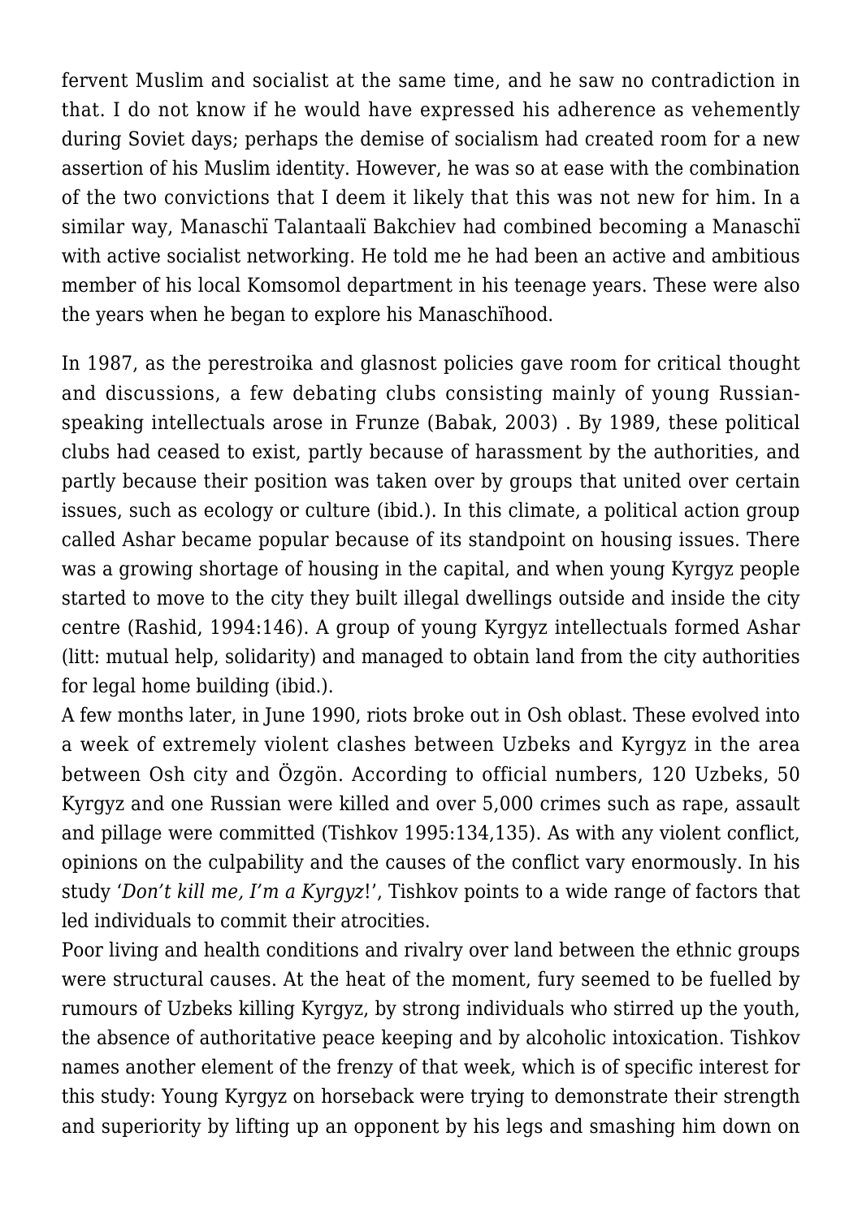fervent Muslim and socialist at the same time, and he saw no contradiction in that. I do not know if he would have expressed his adherence as vehemently during Soviet days; perhaps the demise of socialism had created room for a new assertion of his Muslim identity. However, he was so at ease with the combination of the two convictions that I deem it likely that this was not new for him. In a similar way, Manaschï Talantaalï Bakchiev had combined becoming a Manaschï with active socialist networking. He told me he had been an active and ambitious member of his local Komsomol department in his teenage years. These were also the years when he began to explore his Manaschïhood.

In 1987, as the perestroika and glasnost policies gave room for critical thought and discussions, a few debating clubs consisting mainly of young Russian-speaking intellectuals arose in Frunze (Babak, 2003) . By 1989, these political clubs had ceased to exist, partly because of harassment by the authorities, and partly because their position was taken over by groups that united over certain issues, such as ecology or culture (ibid.). In this climate, a political action group called Ashar became popular because of its standpoint on housing issues. There was a growing shortage of housing in the capital, and when young Kyrgyz people started to move to the city they built illegal dwellings outside and inside the city centre (Rashid, 1994:146). A group of young Kyrgyz intellectuals formed Ashar (litt: mutual help, solidarity) and managed to obtain land from the city authorities for legal home building (ibid.).

A few months later, in June 1990, riots broke out in Osh oblast. These evolved into a week of extremely violent clashes between Uzbeks and Kyrgyz in the area between Osh city and Özgön. According to official numbers, 120 Uzbeks, 50 Kyrgyz and one Russian were killed and over 5,000 crimes such as rape, assault and pillage were committed (Tishkov 1995:134,135). As with any violent conflict, opinions on the culpability and the causes of the conflict vary enormously. In his study '*Don't kill me, I'm a Kyrgyz*!', Tishkov points to a wide range of factors that led individuals to commit their atrocities.

Poor living and health conditions and rivalry over land between the ethnic groups were structural causes. At the heat of the moment, fury seemed to be fuelled by rumours of Uzbeks killing Kyrgyz, by strong individuals who stirred up the youth, the absence of authoritative peace keeping and by alcoholic intoxication. Tishkov names another element of the frenzy of that week, which is of specific interest for this study: Young Kyrgyz on horseback were trying to demonstrate their strength and superiority by lifting up an opponent by his legs and smashing him down on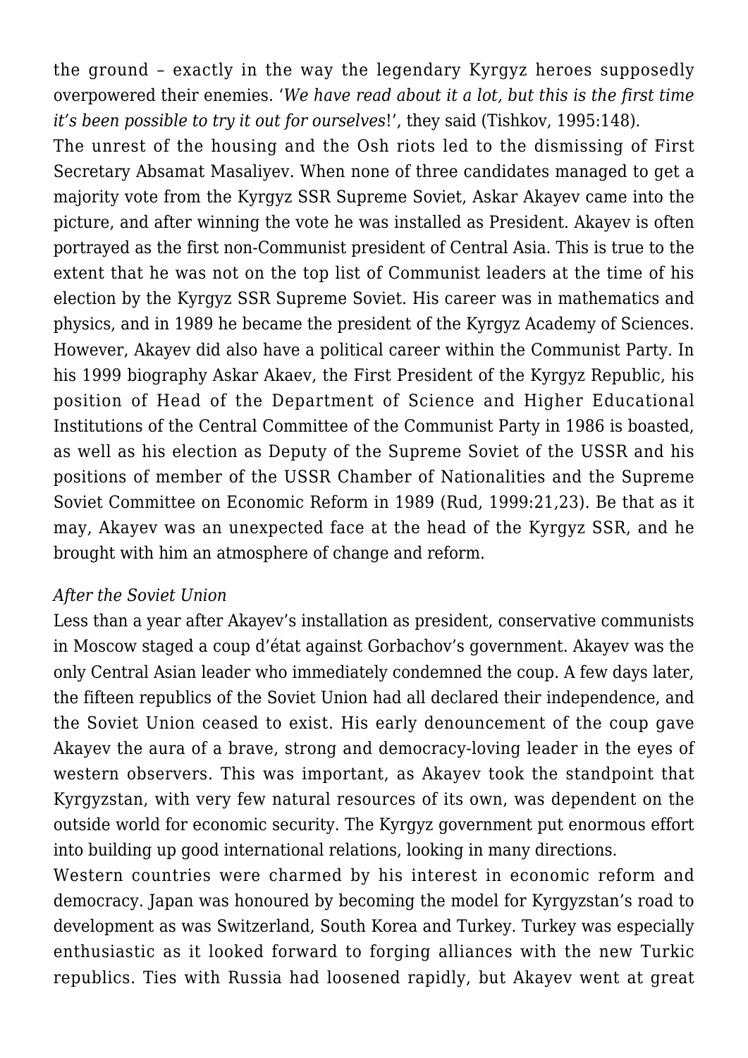the ground – exactly in the way the legendary Kyrgyz heroes supposedly overpowered their enemies. '*We have read about it a lot, but this is the first time it's been possible to try it out for ourselves*!', they said (Tishkov, 1995:148).

The unrest of the housing and the Osh riots led to the dismissing of First Secretary Absamat Masaliyev. When none of three candidates managed to get a majority vote from the Kyrgyz SSR Supreme Soviet, Askar Akayev came into the picture, and after winning the vote he was installed as President. Akayev is often portrayed as the first non-Communist president of Central Asia. This is true to the extent that he was not on the top list of Communist leaders at the time of his election by the Kyrgyz SSR Supreme Soviet. His career was in mathematics and physics, and in 1989 he became the president of the Kyrgyz Academy of Sciences. However, Akayev did also have a political career within the Communist Party. In his 1999 biography Askar Akaev, the First President of the Kyrgyz Republic, his position of Head of the Department of Science and Higher Educational Institutions of the Central Committee of the Communist Party in 1986 is boasted, as well as his election as Deputy of the Supreme Soviet of the USSR and his positions of member of the USSR Chamber of Nationalities and the Supreme Soviet Committee on Economic Reform in 1989 (Rud, 1999:21,23). Be that as it may, Akayev was an unexpected face at the head of the Kyrgyz SSR, and he brought with him an atmosphere of change and reform.

*After the Soviet Union*

Less than a year after Akayev's installation as president, conservative communists in Moscow staged a coup d'état against Gorbachov's government. Akayev was the only Central Asian leader who immediately condemned the coup. A few days later, the fifteen republics of the Soviet Union had all declared their independence, and the Soviet Union ceased to exist. His early denouncement of the coup gave Akayev the aura of a brave, strong and democracy-loving leader in the eyes of western observers. This was important, as Akayev took the standpoint that Kyrgyzstan, with very few natural resources of its own, was dependent on the outside world for economic security. The Kyrgyz government put enormous effort into building up good international relations, looking in many directions.

Western countries were charmed by his interest in economic reform and democracy. Japan was honoured by becoming the model for Kyrgyzstan's road to development as was Switzerland, South Korea and Turkey. Turkey was especially enthusiastic as it looked forward to forging alliances with the new Turkic republics. Ties with Russia had loosened rapidly, but Akayev went at great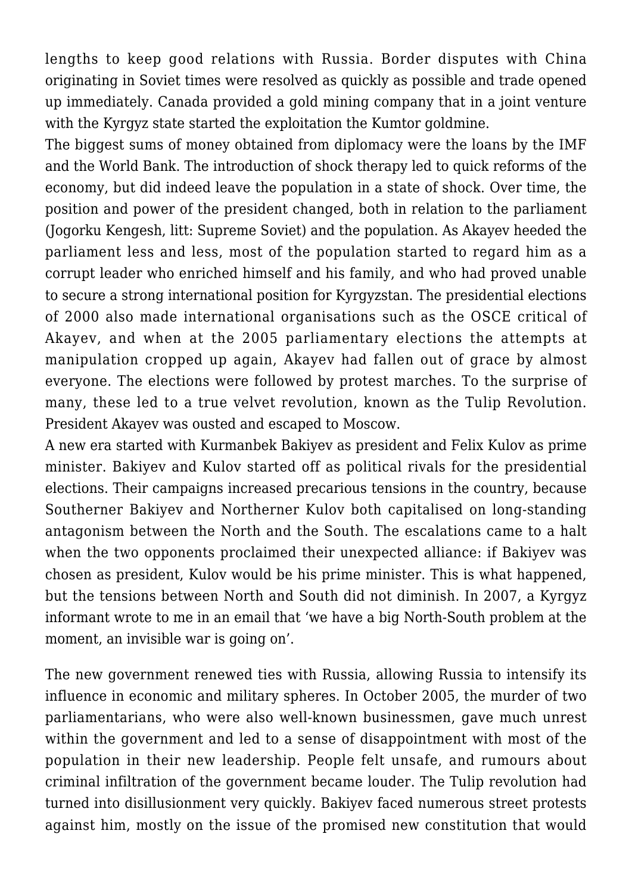lengths to keep good relations with Russia. Border disputes with China originating in Soviet times were resolved as quickly as possible and trade opened up immediately. Canada provided a gold mining company that in a joint venture with the Kyrgyz state started the exploitation the Kumtor goldmine.

The biggest sums of money obtained from diplomacy were the loans by the IMF and the World Bank. The introduction of shock therapy led to quick reforms of the economy, but did indeed leave the population in a state of shock. Over time, the position and power of the president changed, both in relation to the parliament (Jogorku Kengesh, litt: Supreme Soviet) and the population. As Akayev heeded the parliament less and less, most of the population started to regard him as a corrupt leader who enriched himself and his family, and who had proved unable to secure a strong international position for Kyrgyzstan. The presidential elections of 2000 also made international organisations such as the OSCE critical of Akayev, and when at the 2005 parliamentary elections the attempts at manipulation cropped up again, Akayev had fallen out of grace by almost everyone. The elections were followed by protest marches. To the surprise of many, these led to a true velvet revolution, known as the Tulip Revolution. President Akayev was ousted and escaped to Moscow.

A new era started with Kurmanbek Bakiyev as president and Felix Kulov as prime minister. Bakiyev and Kulov started off as political rivals for the presidential elections. Their campaigns increased precarious tensions in the country, because Southerner Bakiyev and Northerner Kulov both capitalised on long-standing antagonism between the North and the South. The escalations came to a halt when the two opponents proclaimed their unexpected alliance: if Bakiyev was chosen as president, Kulov would be his prime minister. This is what happened, but the tensions between North and South did not diminish. In 2007, a Kyrgyz informant wrote to me in an email that 'we have a big North-South problem at the moment, an invisible war is going on'.

The new government renewed ties with Russia, allowing Russia to intensify its influence in economic and military spheres. In October 2005, the murder of two parliamentarians, who were also well-known businessmen, gave much unrest within the government and led to a sense of disappointment with most of the population in their new leadership. People felt unsafe, and rumours about criminal infiltration of the government became louder. The Tulip revolution had turned into disillusionment very quickly. Bakiyev faced numerous street protests against him, mostly on the issue of the promised new constitution that would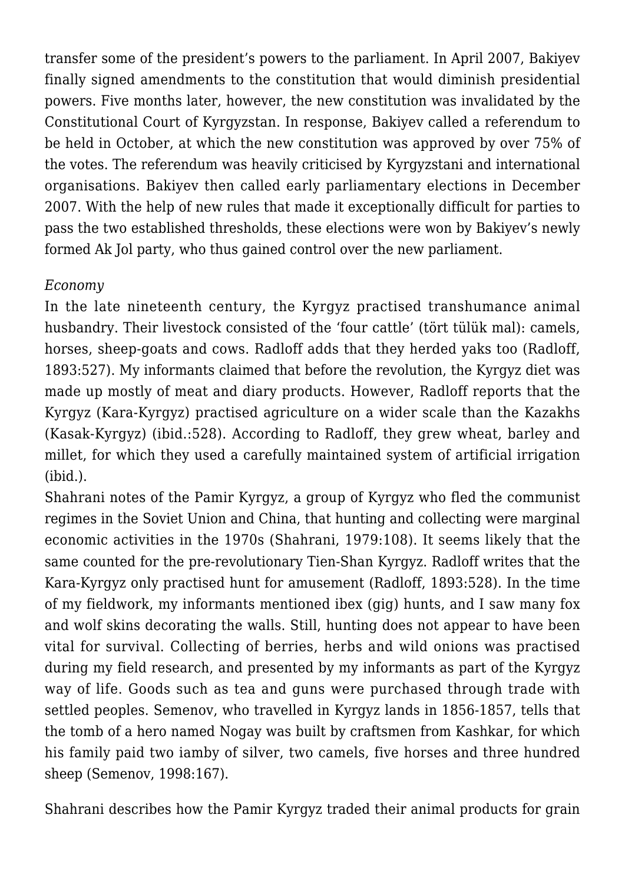transfer some of the president's powers to the parliament. In April 2007, Bakiyev finally signed amendments to the constitution that would diminish presidential powers. Five months later, however, the new constitution was invalidated by the Constitutional Court of Kyrgyzstan. In response, Bakiyev called a referendum to be held in October, at which the new constitution was approved by over 75% of the votes. The referendum was heavily criticised by Kyrgyzstani and international organisations. Bakiyev then called early parliamentary elections in December 2007. With the help of new rules that made it exceptionally difficult for parties to pass the two established thresholds, these elections were won by Bakiyev's newly formed Ak Jol party, who thus gained control over the new parliament.

*Economy*

In the late nineteenth century, the Kyrgyz practised transhumance animal husbandry. Their livestock consisted of the 'four cattle' (tört tülük mal): camels, horses, sheep-goats and cows. Radloff adds that they herded yaks too (Radloff, 1893:527). My informants claimed that before the revolution, the Kyrgyz diet was made up mostly of meat and diary products. However, Radloff reports that the Kyrgyz (Kara-Kyrgyz) practised agriculture on a wider scale than the Kazakhs (Kasak-Kyrgyz) (ibid.:528). According to Radloff, they grew wheat, barley and millet, for which they used a carefully maintained system of artificial irrigation (ibid.).

Shahrani notes of the Pamir Kyrgyz, a group of Kyrgyz who fled the communist regimes in the Soviet Union and China, that hunting and collecting were marginal economic activities in the 1970s (Shahrani, 1979:108). It seems likely that the same counted for the pre-revolutionary Tien-Shan Kyrgyz. Radloff writes that the Kara-Kyrgyz only practised hunt for amusement (Radloff, 1893:528). In the time of my fieldwork, my informants mentioned ibex (gig) hunts, and I saw many fox and wolf skins decorating the walls. Still, hunting does not appear to have been vital for survival. Collecting of berries, herbs and wild onions was practised during my field research, and presented by my informants as part of the Kyrgyz way of life. Goods such as tea and guns were purchased through trade with settled peoples. Semenov, who travelled in Kyrgyz lands in 1856-1857, tells that the tomb of a hero named Nogay was built by craftsmen from Kashkar, for which his family paid two iamby of silver, two camels, five horses and three hundred sheep (Semenov, 1998:167).

Shahrani describes how the Pamir Kyrgyz traded their animal products for grain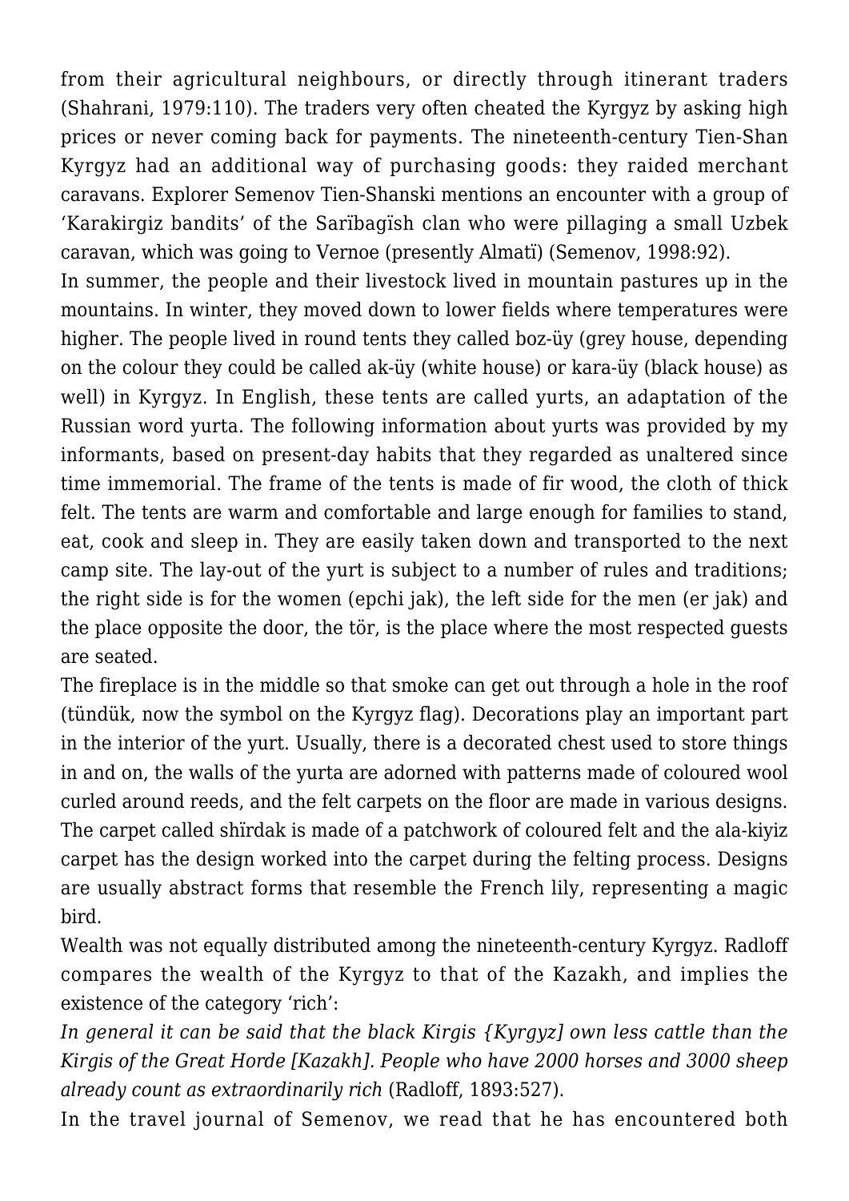from their agricultural neighbours, or directly through itinerant traders (Shahrani, 1979:110). The traders very often cheated the Kyrgyz by asking high prices or never coming back for payments. The nineteenth-century Tien-Shan Kyrgyz had an additional way of purchasing goods: they raided merchant caravans. Explorer Semenov Tien-Shanski mentions an encounter with a group of 'Karakirgiz bandits' of the Sarïbagïsh clan who were pillaging a small Uzbek caravan, which was going to Vernoe (presently Almatï) (Semenov, 1998:92).

In summer, the people and their livestock lived in mountain pastures up in the mountains. In winter, they moved down to lower fields where temperatures were higher. The people lived in round tents they called boz-üy (grey house, depending on the colour they could be called ak-üy (white house) or kara-üy (black house) as well) in Kyrgyz. In English, these tents are called yurts, an adaptation of the Russian word yurta. The following information about yurts was provided by my informants, based on present-day habits that they regarded as unaltered since time immemorial. The frame of the tents is made of fir wood, the cloth of thick felt. The tents are warm and comfortable and large enough for families to stand, eat, cook and sleep in. They are easily taken down and transported to the next camp site. The lay-out of the yurt is subject to a number of rules and traditions; the right side is for the women (epchi jak), the left side for the men (er jak) and the place opposite the door, the tör, is the place where the most respected guests are seated.

The fireplace is in the middle so that smoke can get out through a hole in the roof (tündük, now the symbol on the Kyrgyz flag). Decorations play an important part in the interior of the yurt. Usually, there is a decorated chest used to store things in and on, the walls of the yurta are adorned with patterns made of coloured wool curled around reeds, and the felt carpets on the floor are made in various designs. The carpet called shïrdak is made of a patchwork of coloured felt and the ala-kiyiz carpet has the design worked into the carpet during the felting process. Designs are usually abstract forms that resemble the French lily, representing a magic bird.

Wealth was not equally distributed among the nineteenth-century Kyrgyz. Radloff compares the wealth of the Kyrgyz to that of the Kazakh, and implies the existence of the category 'rich':

*In general it can be said that the black Kirgis {Kyrgyz] own less cattle than the Kirgis of the Great Horde [Kazakh]. People who have 2000 horses and 3000 sheep already count as extraordinarily rich* (Radloff, 1893:527).

In the travel journal of Semenov, we read that he has encountered both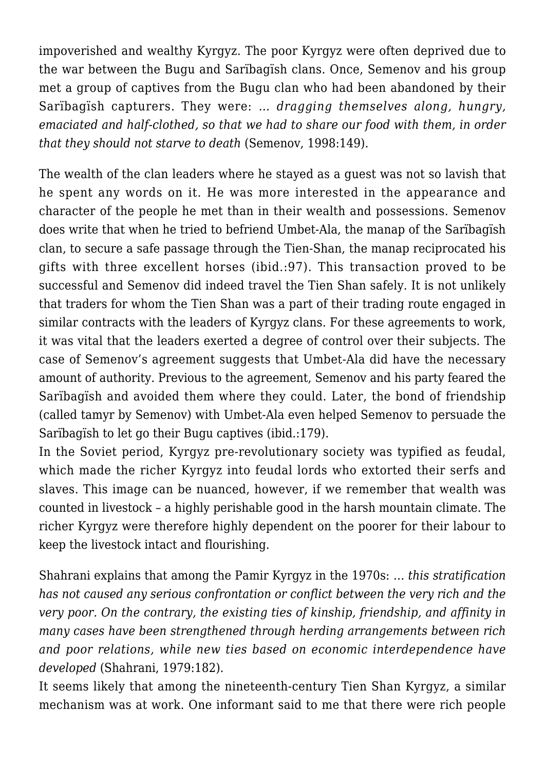impoverished and wealthy Kyrgyz. The poor Kyrgyz were often deprived due to the war between the Bugu and Sarïbagïsh clans. Once, Semenov and his group met a group of captives from the Bugu clan who had been abandoned by their Sarïbagïsh capturers. They were: *… dragging themselves along, hungry, emaciated and half-clothed, so that we had to share our food with them, in order that they should not starve to death* (Semenov, 1998:149).

The wealth of the clan leaders where he stayed as a guest was not so lavish that he spent any words on it. He was more interested in the appearance and character of the people he met than in their wealth and possessions. Semenov does write that when he tried to befriend Umbet-Ala, the manap of the Sarïbagïsh clan, to secure a safe passage through the Tien-Shan, the manap reciprocated his gifts with three excellent horses (ibid.:97). This transaction proved to be successful and Semenov did indeed travel the Tien Shan safely. It is not unlikely that traders for whom the Tien Shan was a part of their trading route engaged in similar contracts with the leaders of Kyrgyz clans. For these agreements to work, it was vital that the leaders exerted a degree of control over their subjects. The case of Semenov's agreement suggests that Umbet-Ala did have the necessary amount of authority. Previous to the agreement, Semenov and his party feared the Sarïbagïsh and avoided them where they could. Later, the bond of friendship (called tamyr by Semenov) with Umbet-Ala even helped Semenov to persuade the Sarïbagïsh to let go their Bugu captives (ibid.:179).

In the Soviet period, Kyrgyz pre-revolutionary society was typified as feudal, which made the richer Kyrgyz into feudal lords who extorted their serfs and slaves. This image can be nuanced, however, if we remember that wealth was counted in livestock – a highly perishable good in the harsh mountain climate. The richer Kyrgyz were therefore highly dependent on the poorer for their labour to keep the livestock intact and flourishing.

Shahrani explains that among the Pamir Kyrgyz in the 1970s: *… this stratification has not caused any serious confrontation or conflict between the very rich and the very poor. On the contrary, the existing ties of kinship, friendship, and affinity in many cases have been strengthened through herding arrangements between rich and poor relations, while new ties based on economic interdependence have developed* (Shahrani, 1979:182).

It seems likely that among the nineteenth-century Tien Shan Kyrgyz, a similar mechanism was at work. One informant said to me that there were rich people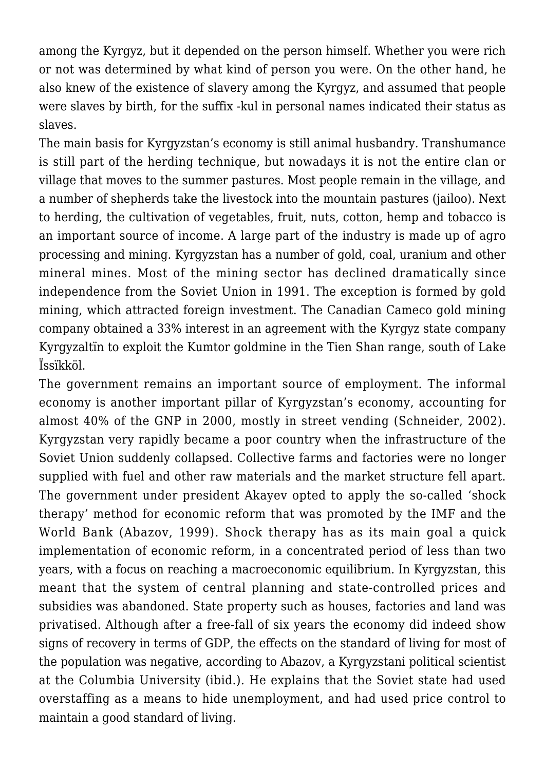among the Kyrgyz, but it depended on the person himself. Whether you were rich or not was determined by what kind of person you were. On the other hand, he also knew of the existence of slavery among the Kyrgyz, and assumed that people were slaves by birth, for the suffix -kul in personal names indicated their status as slaves.

The main basis for Kyrgyzstan's economy is still animal husbandry. Transhumance is still part of the herding technique, but nowadays it is not the entire clan or village that moves to the summer pastures. Most people remain in the village, and a number of shepherds take the livestock into the mountain pastures (jailoo). Next to herding, the cultivation of vegetables, fruit, nuts, cotton, hemp and tobacco is an important source of income. A large part of the industry is made up of agro processing and mining. Kyrgyzstan has a number of gold, coal, uranium and other mineral mines. Most of the mining sector has declined dramatically since independence from the Soviet Union in 1991. The exception is formed by gold mining, which attracted foreign investment. The Canadian Cameco gold mining company obtained a 33% interest in an agreement with the Kyrgyz state company Kyrgyzaltïn to exploit the Kumtor goldmine in the Tien Shan range, south of Lake Ïssïkköl.

The government remains an important source of employment. The informal economy is another important pillar of Kyrgyzstan's economy, accounting for almost 40% of the GNP in 2000, mostly in street vending (Schneider, 2002). Kyrgyzstan very rapidly became a poor country when the infrastructure of the Soviet Union suddenly collapsed. Collective farms and factories were no longer supplied with fuel and other raw materials and the market structure fell apart. The government under president Akayev opted to apply the so-called 'shock therapy' method for economic reform that was promoted by the IMF and the World Bank (Abazov, 1999). Shock therapy has as its main goal a quick implementation of economic reform, in a concentrated period of less than two years, with a focus on reaching a macroeconomic equilibrium. In Kyrgyzstan, this meant that the system of central planning and state-controlled prices and subsidies was abandoned. State property such as houses, factories and land was privatised. Although after a free-fall of six years the economy did indeed show signs of recovery in terms of GDP, the effects on the standard of living for most of the population was negative, according to Abazov, a Kyrgyzstani political scientist at the Columbia University (ibid.). He explains that the Soviet state had used overstaffing as a means to hide unemployment, and had used price control to maintain a good standard of living.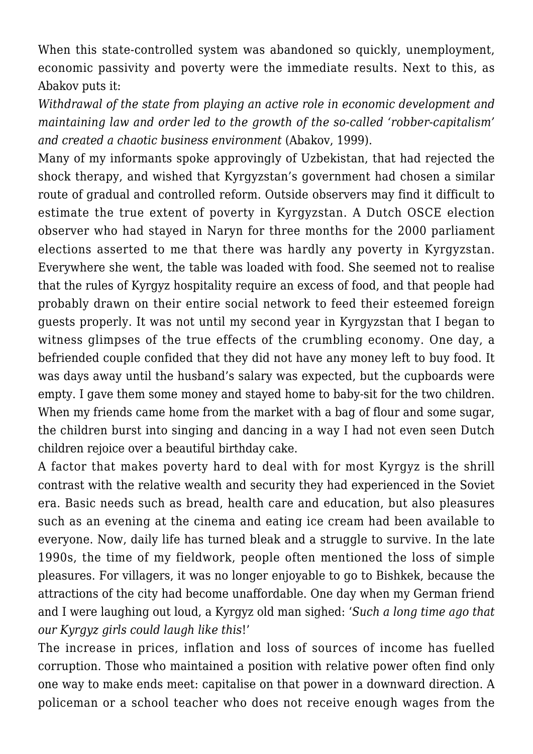When this state-controlled system was abandoned so quickly, unemployment, economic passivity and poverty were the immediate results. Next to this, as Abakov puts it:

*Withdrawal of the state from playing an active role in economic development and maintaining law and order led to the growth of the so-called 'robber-capitalism' and created a chaotic business environment* (Abakov, 1999).

Many of my informants spoke approvingly of Uzbekistan, that had rejected the shock therapy, and wished that Kyrgyzstan's government had chosen a similar route of gradual and controlled reform. Outside observers may find it difficult to estimate the true extent of poverty in Kyrgyzstan. A Dutch OSCE election observer who had stayed in Naryn for three months for the 2000 parliament elections asserted to me that there was hardly any poverty in Kyrgyzstan. Everywhere she went, the table was loaded with food. She seemed not to realise that the rules of Kyrgyz hospitality require an excess of food, and that people had probably drawn on their entire social network to feed their esteemed foreign guests properly. It was not until my second year in Kyrgyzstan that I began to witness glimpses of the true effects of the crumbling economy. One day, a befriended couple confided that they did not have any money left to buy food. It was days away until the husband's salary was expected, but the cupboards were empty. I gave them some money and stayed home to baby-sit for the two children. When my friends came home from the market with a bag of flour and some sugar, the children burst into singing and dancing in a way I had not even seen Dutch children rejoice over a beautiful birthday cake.

A factor that makes poverty hard to deal with for most Kyrgyz is the shrill contrast with the relative wealth and security they had experienced in the Soviet era. Basic needs such as bread, health care and education, but also pleasures such as an evening at the cinema and eating ice cream had been available to everyone. Now, daily life has turned bleak and a struggle to survive. In the late 1990s, the time of my fieldwork, people often mentioned the loss of simple pleasures. For villagers, it was no longer enjoyable to go to Bishkek, because the attractions of the city had become unaffordable. One day when my German friend and I were laughing out loud, a Kyrgyz old man sighed: '*Such a long time ago that our Kyrgyz girls could laugh like this*!'

The increase in prices, inflation and loss of sources of income has fuelled corruption. Those who maintained a position with relative power often find only one way to make ends meet: capitalise on that power in a downward direction. A policeman or a school teacher who does not receive enough wages from the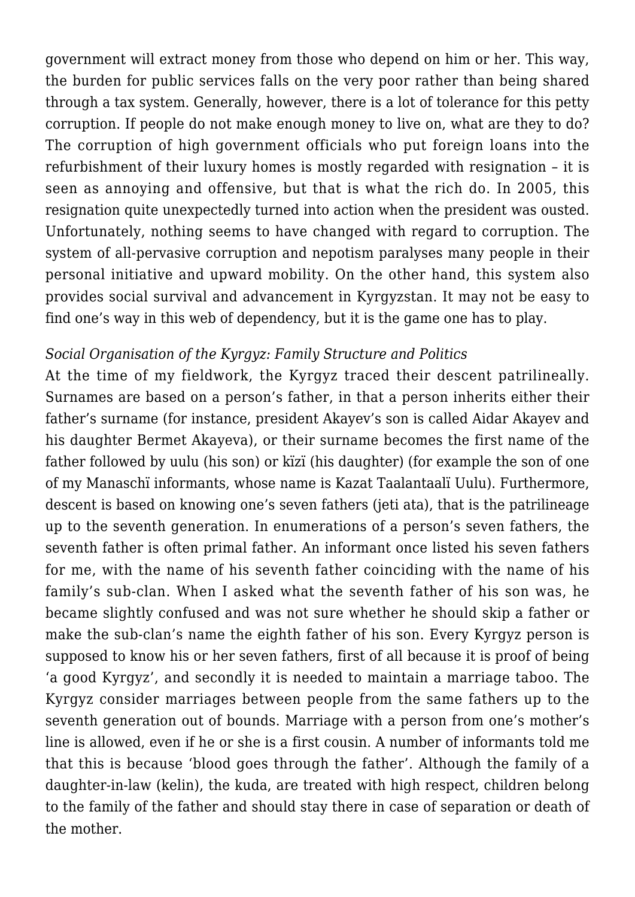government will extract money from those who depend on him or her. This way, the burden for public services falls on the very poor rather than being shared through a tax system. Generally, however, there is a lot of tolerance for this petty corruption. If people do not make enough money to live on, what are they to do? The corruption of high government officials who put foreign loans into the refurbishment of their luxury homes is mostly regarded with resignation – it is seen as annoying and offensive, but that is what the rich do. In 2005, this resignation quite unexpectedly turned into action when the president was ousted. Unfortunately, nothing seems to have changed with regard to corruption. The system of all-pervasive corruption and nepotism paralyses many people in their personal initiative and upward mobility. On the other hand, this system also provides social survival and advancement in Kyrgyzstan. It may not be easy to find one's way in this web of dependency, but it is the game one has to play.

*Social Organisation of the Kyrgyz: Family Structure and Politics*

At the time of my fieldwork, the Kyrgyz traced their descent patrilineally. Surnames are based on a person's father, in that a person inherits either their father's surname (for instance, president Akayev's son is called Aidar Akayev and his daughter Bermet Akayeva), or their surname becomes the first name of the father followed by uulu (his son) or kïzï (his daughter) (for example the son of one of my Manaschï informants, whose name is Kazat Taalantaalï Uulu). Furthermore, descent is based on knowing one's seven fathers (jeti ata), that is the patrilineage up to the seventh generation. In enumerations of a person's seven fathers, the seventh father is often primal father. An informant once listed his seven fathers for me, with the name of his seventh father coinciding with the name of his family's sub-clan. When I asked what the seventh father of his son was, he became slightly confused and was not sure whether he should skip a father or make the sub-clan's name the eighth father of his son. Every Kyrgyz person is supposed to know his or her seven fathers, first of all because it is proof of being 'a good Kyrgyz', and secondly it is needed to maintain a marriage taboo. The Kyrgyz consider marriages between people from the same fathers up to the seventh generation out of bounds. Marriage with a person from one's mother's line is allowed, even if he or she is a first cousin. A number of informants told me that this is because 'blood goes through the father'. Although the family of a daughter-in-law (kelin), the kuda, are treated with high respect, children belong to the family of the father and should stay there in case of separation or death of the mother.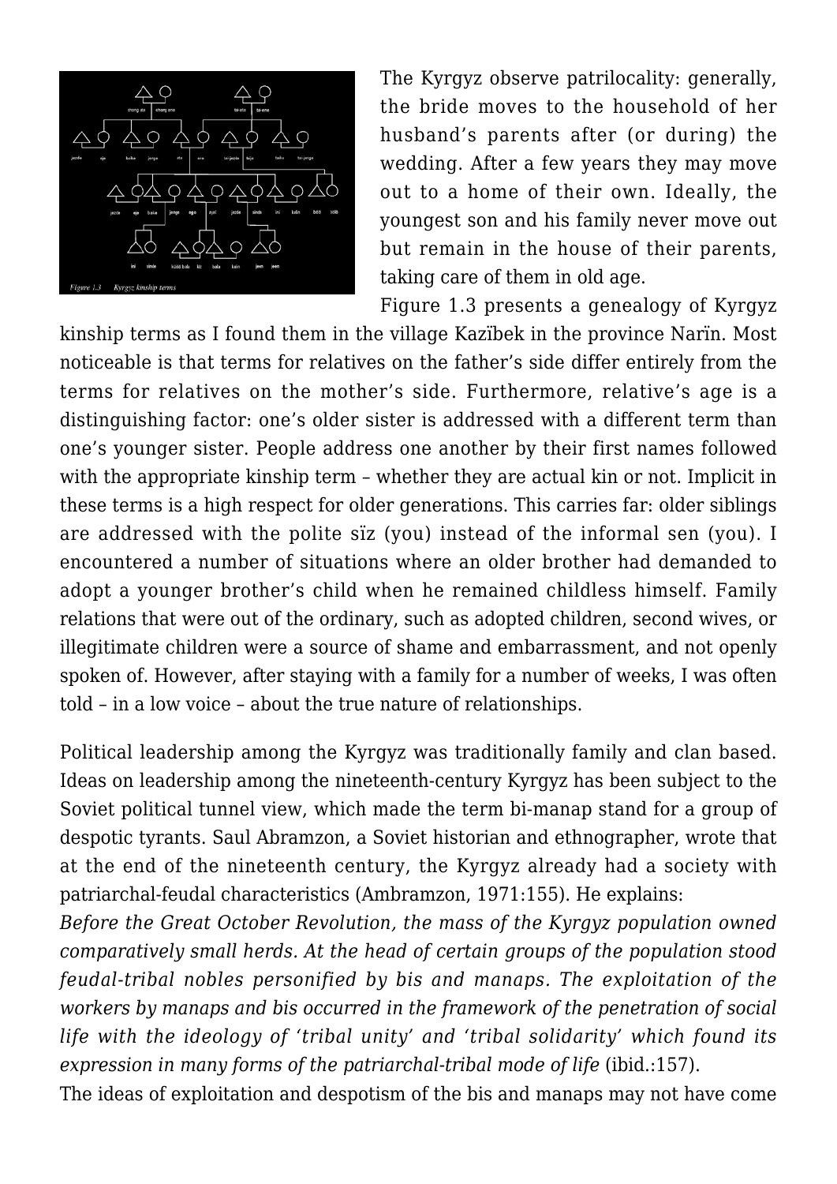Figure 1.3 Kyrgyz kinship terms

The Kyrgyz observe patrilocality: generally, the bride moves to the household of her husband's parents after (or during) the wedding. After a few years they may move out to a home of their own. Ideally, the youngest son and his family never move out but remain in the house of their parents, taking care of them in old age.

Figure 1.3 presents a genealogy of Kyrgyz kinship terms as I found them in the village Kazïbek in the province Narïn. Most noticeable is that terms for relatives on the father's side differ entirely from the terms for relatives on the mother's side. Furthermore, relative's age is a distinguishing factor: one's older sister is addressed with a different term than one's younger sister. People address one another by their first names followed with the appropriate kinship term – whether they are actual kin or not. Implicit in these terms is a high respect for older generations. This carries far: older siblings are addressed with the polite sïz (you) instead of the informal sen (you). I encountered a number of situations where an older brother had demanded to adopt a younger brother's child when he remained childless himself. Family relations that were out of the ordinary, such as adopted children, second wives, or illegitimate children were a source of shame and embarrassment, and not openly spoken of. However, after staying with a family for a number of weeks, I was often told – in a low voice – about the true nature of relationships.

Political leadership among the Kyrgyz was traditionally family and clan based. Ideas on leadership among the nineteenth-century Kyrgyz has been subject to the Soviet political tunnel view, which made the term bi-manap stand for a group of despotic tyrants. Saul Abramzon, a Soviet historian and ethnographer, wrote that at the end of the nineteenth century, the Kyrgyz already had a society with patriarchal-feudal characteristics (Ambramzon, 1971:155). He explains:

*Before the Great October Revolution, the mass of the Kyrgyz population owned comparatively small herds. At the head of certain groups of the population stood feudal-tribal nobles personified by bis and manaps. The exploitation of the workers by manaps and bis occurred in the framework of the penetration of social life with the ideology of 'tribal unity' and 'tribal solidarity' which found its expression in many forms of the patriarchal-tribal mode of life* (ibid.:157).

The ideas of exploitation and despotism of the bis and manaps may not have come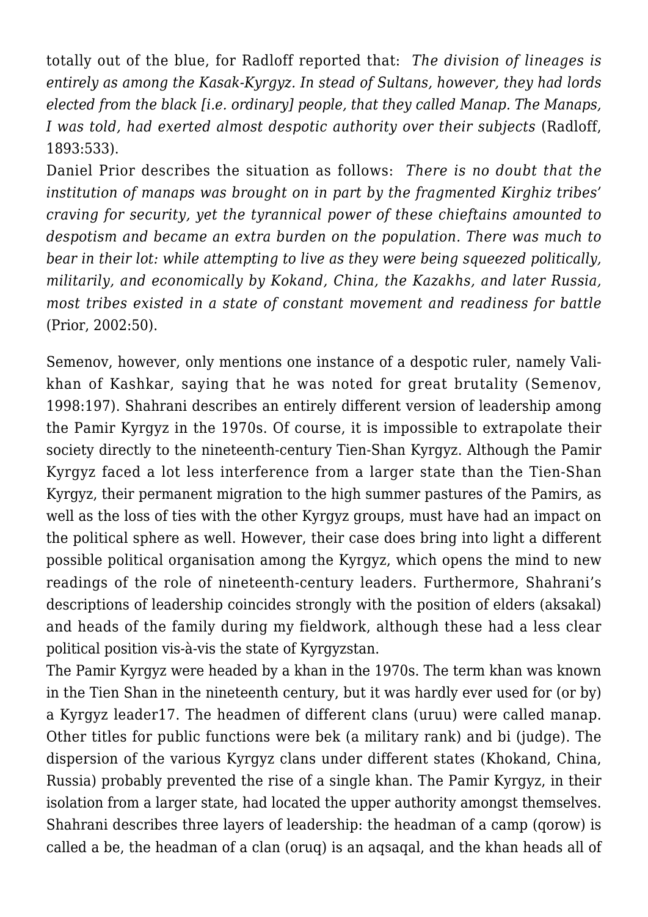totally out of the blue, for Radloff reported that: *The division of lineages is entirely as among the Kasak-Kyrgyz. In stead of Sultans, however, they had lords elected from the black [i.e. ordinary] people, that they called Manap. The Manaps, I was told, had exerted almost despotic authority over their subjects* (Radloff, 1893:533).

Daniel Prior describes the situation as follows: *There is no doubt that the institution of manaps was brought on in part by the fragmented Kirghiz tribes' craving for security, yet the tyrannical power of these chieftains amounted to despotism and became an extra burden on the population. There was much to bear in their lot: while attempting to live as they were being squeezed politically, militarily, and economically by Kokand, China, the Kazakhs, and later Russia, most tribes existed in a state of constant movement and readiness for battle* (Prior, 2002:50).

Semenov, however, only mentions one instance of a despotic ruler, namely Vali-khan of Kashkar, saying that he was noted for great brutality (Semenov, 1998:197). Shahrani describes an entirely different version of leadership among the Pamir Kyrgyz in the 1970s. Of course, it is impossible to extrapolate their society directly to the nineteenth-century Tien-Shan Kyrgyz. Although the Pamir Kyrgyz faced a lot less interference from a larger state than the Tien-Shan Kyrgyz, their permanent migration to the high summer pastures of the Pamirs, as well as the loss of ties with the other Kyrgyz groups, must have had an impact on the political sphere as well. However, their case does bring into light a different possible political organisation among the Kyrgyz, which opens the mind to new readings of the role of nineteenth-century leaders. Furthermore, Shahrani's descriptions of leadership coincides strongly with the position of elders (aksakal) and heads of the family during my fieldwork, although these had a less clear political position vis-à-vis the state of Kyrgyzstan.

The Pamir Kyrgyz were headed by a khan in the 1970s. The term khan was known in the Tien Shan in the nineteenth century, but it was hardly ever used for (or by) a Kyrgyz leader[17]. The headmen of different clans (uruu) were called manap. Other titles for public functions were bek (a military rank) and bi (judge). The dispersion of the various Kyrgyz clans under different states (Khokand, China, Russia) probably prevented the rise of a single khan. The Pamir Kyrgyz, in their isolation from a larger state, had located the upper authority amongst themselves. Shahrani describes three layers of leadership: the headman of a camp (qorow) is called a be, the headman of a clan (oruq) is an aqsaqal, and the khan heads all of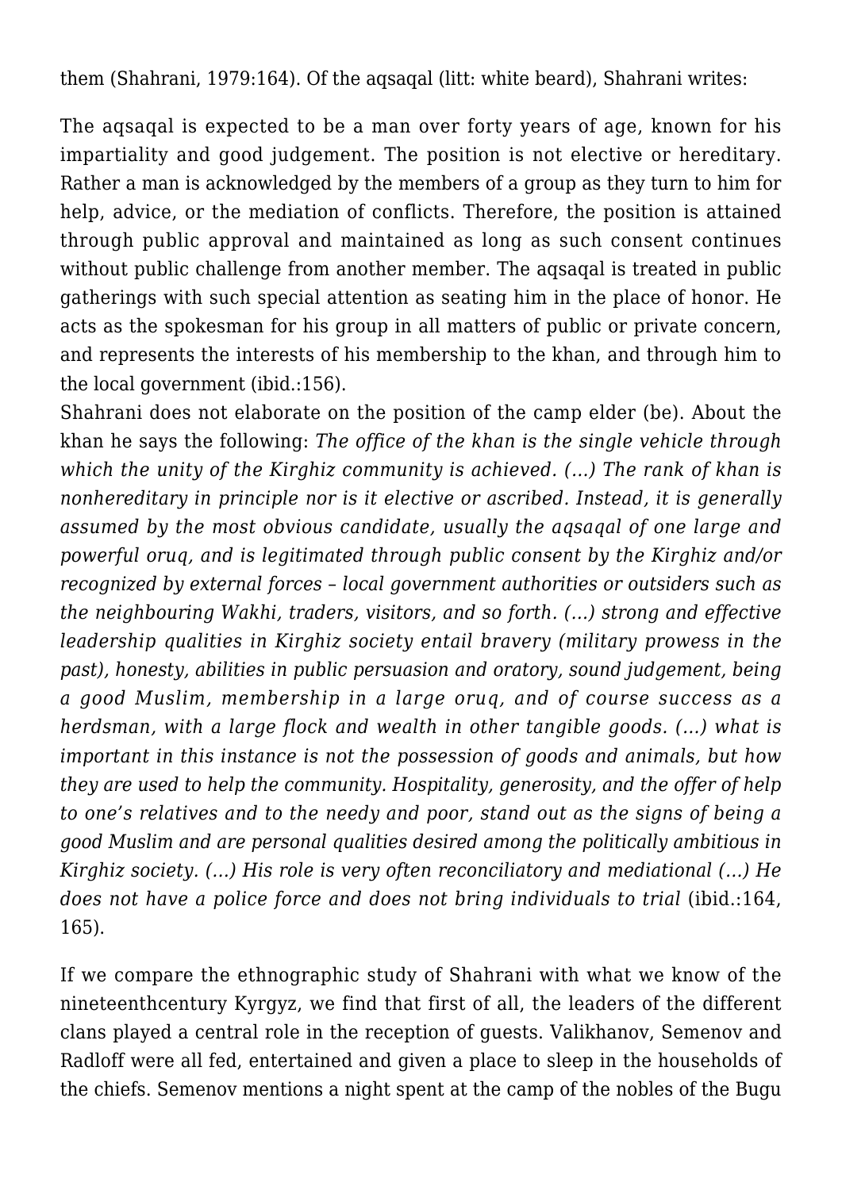them (Shahrani, 1979:164). Of the aqsaqal (litt: white beard), Shahrani writes:

The aqsaqal is expected to be a man over forty years of age, known for his impartiality and good judgement. The position is not elective or hereditary. Rather a man is acknowledged by the members of a group as they turn to him for help, advice, or the mediation of conflicts. Therefore, the position is attained through public approval and maintained as long as such consent continues without public challenge from another member. The aqsaqal is treated in public gatherings with such special attention as seating him in the place of honor. He acts as the spokesman for his group in all matters of public or private concern, and represents the interests of his membership to the khan, and through him to the local government (ibid.:156).

Shahrani does not elaborate on the position of the camp elder (be). About the khan he says the following: *The office of the khan is the single vehicle through which the unity of the Kirghiz community is achieved. (…) The rank of khan is nonhereditary in principle nor is it elective or ascribed. Instead, it is generally assumed by the most obvious candidate, usually the aqsaqal of one large and powerful oruq, and is legitimated through public consent by the Kirghiz and/or recognized by external forces – local government authorities or outsiders such as the neighbouring Wakhi, traders, visitors, and so forth. (…) strong and effective leadership qualities in Kirghiz society entail bravery (military prowess in the past), honesty, abilities in public persuasion and oratory, sound judgement, being a good Muslim, membership in a large oruq, and of course success as a herdsman, with a large flock and wealth in other tangible goods. (…) what is important in this instance is not the possession of goods and animals, but how they are used to help the community. Hospitality, generosity, and the offer of help to one's relatives and to the needy and poor, stand out as the signs of being a good Muslim and are personal qualities desired among the politically ambitious in Kirghiz society. (…) His role is very often reconciliatory and mediational (…) He does not have a police force and does not bring individuals to trial* (ibid.:164, 165).

If we compare the ethnographic study of Shahrani with what we know of the nineteenthcentury Kyrgyz, we find that first of all, the leaders of the different clans played a central role in the reception of guests. Valikhanov, Semenov and Radloff were all fed, entertained and given a place to sleep in the households of the chiefs. Semenov mentions a night spent at the camp of the nobles of the Bugu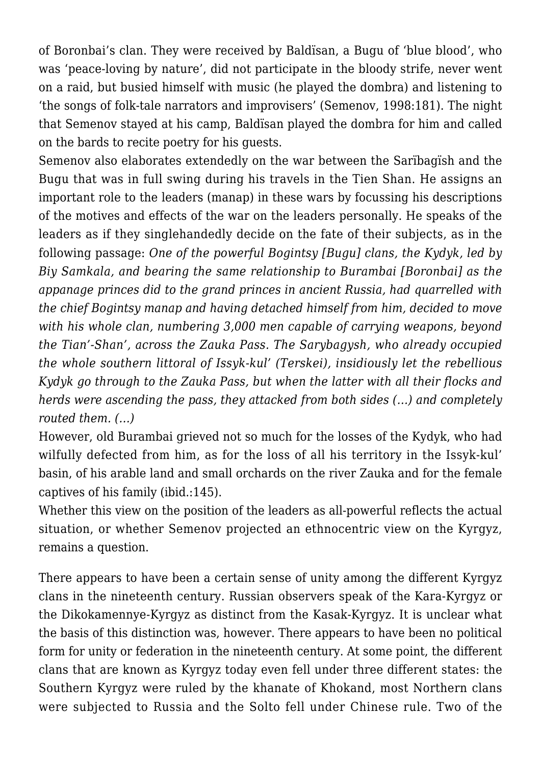of Boronbai's clan. They were received by Baldïsan, a Bugu of 'blue blood', who was 'peace-loving by nature', did not participate in the bloody strife, never went on a raid, but busied himself with music (he played the dombra) and listening to 'the songs of folk-tale narrators and improvisers' (Semenov, 1998:181). The night that Semenov stayed at his camp, Baldïsan played the dombra for him and called on the bards to recite poetry for his guests.

Semenov also elaborates extendedly on the war between the Sarïbagïsh and the Bugu that was in full swing during his travels in the Tien Shan. He assigns an important role to the leaders (manap) in these wars by focussing his descriptions of the motives and effects of the war on the leaders personally. He speaks of the leaders as if they singlehandedly decide on the fate of their subjects, as in the following passage: *One of the powerful Bogintsy [Bugu] clans, the Kydyk, led by Biy Samkala, and bearing the same relationship to Burambai [Boronbai] as the appanage princes did to the grand princes in ancient Russia, had quarrelled with the chief Bogintsy manap and having detached himself from him, decided to move with his whole clan, numbering 3,000 men capable of carrying weapons, beyond the Tian'-Shan', across the Zauka Pass. The Sarybagysh, who already occupied the whole southern littoral of Issyk-kul' (Terskei), insidiously let the rebellious Kydyk go through to the Zauka Pass, but when the latter with all their flocks and herds were ascending the pass, they attacked from both sides (…) and completely routed them. (…)*

However, old Burambai grieved not so much for the losses of the Kydyk, who had wilfully defected from him, as for the loss of all his territory in the Issyk-kul' basin, of his arable land and small orchards on the river Zauka and for the female captives of his family (ibid.:145).

Whether this view on the position of the leaders as all-powerful reflects the actual situation, or whether Semenov projected an ethnocentric view on the Kyrgyz, remains a question.

There appears to have been a certain sense of unity among the different Kyrgyz clans in the nineteenth century. Russian observers speak of the Kara-Kyrgyz or the Dikokamennye-Kyrgyz as distinct from the Kasak-Kyrgyz. It is unclear what the basis of this distinction was, however. There appears to have been no political form for unity or federation in the nineteenth century. At some point, the different clans that are known as Kyrgyz today even fell under three different states: the Southern Kyrgyz were ruled by the khanate of Khokand, most Northern clans were subjected to Russia and the Solto fell under Chinese rule. Two of the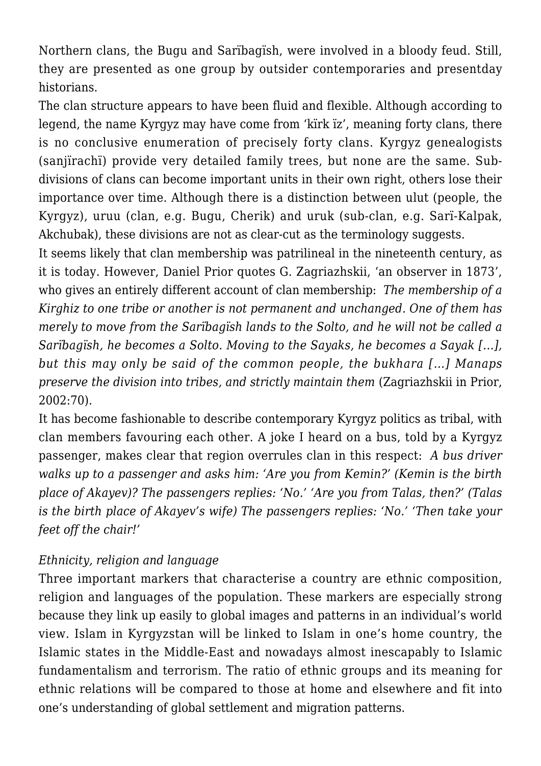Northern clans, the Bugu and Sarïbagïsh, were involved in a bloody feud. Still, they are presented as one group by outsider contemporaries and presentday historians.

The clan structure appears to have been fluid and flexible. Although according to legend, the name Kyrgyz may have come from 'kïrk ïz', meaning forty clans, there is no conclusive enumeration of precisely forty clans. Kyrgyz genealogists (sanjïrachï) provide very detailed family trees, but none are the same. Sub-divisions of clans can become important units in their own right, others lose their importance over time. Although there is a distinction between ulut (people, the Kyrgyz), uruu (clan, e.g. Bugu, Cherik) and uruk (sub-clan, e.g. Sarï-Kalpak, Akchubak), these divisions are not as clear-cut as the terminology suggests.

It seems likely that clan membership was patrilineal in the nineteenth century, as it is today. However, Daniel Prior quotes G. Zagriazhskii, 'an observer in 1873', who gives an entirely different account of clan membership: *The membership of a Kirghiz to one tribe or another is not permanent and unchanged. One of them has merely to move from the Sarïbagïsh lands to the Solto, and he will not be called a Sarïbagïsh, he becomes a Solto. Moving to the Sayaks, he becomes a Sayak […], but this may only be said of the common people, the bukhara […] Manaps preserve the division into tribes, and strictly maintain them* (Zagriazhskii in Prior, 2002:70).

It has become fashionable to describe contemporary Kyrgyz politics as tribal, with clan members favouring each other. A joke I heard on a bus, told by a Kyrgyz passenger, makes clear that region overrules clan in this respect: *A bus driver walks up to a passenger and asks him: 'Are you from Kemin?' (Kemin is the birth place of Akayev)? The passengers replies: 'No.' 'Are you from Talas, then?' (Talas is the birth place of Akayev's wife) The passengers replies: 'No.' 'Then take your feet off the chair!'*

### *Ethnicity, religion and language*

Three important markers that characterise a country are ethnic composition, religion and languages of the population. These markers are especially strong because they link up easily to global images and patterns in an individual's world view. Islam in Kyrgyzstan will be linked to Islam in one's home country, the Islamic states in the Middle-East and nowadays almost inescapably to Islamic fundamentalism and terrorism. The ratio of ethnic groups and its meaning for ethnic relations will be compared to those at home and elsewhere and fit into one's understanding of global settlement and migration patterns.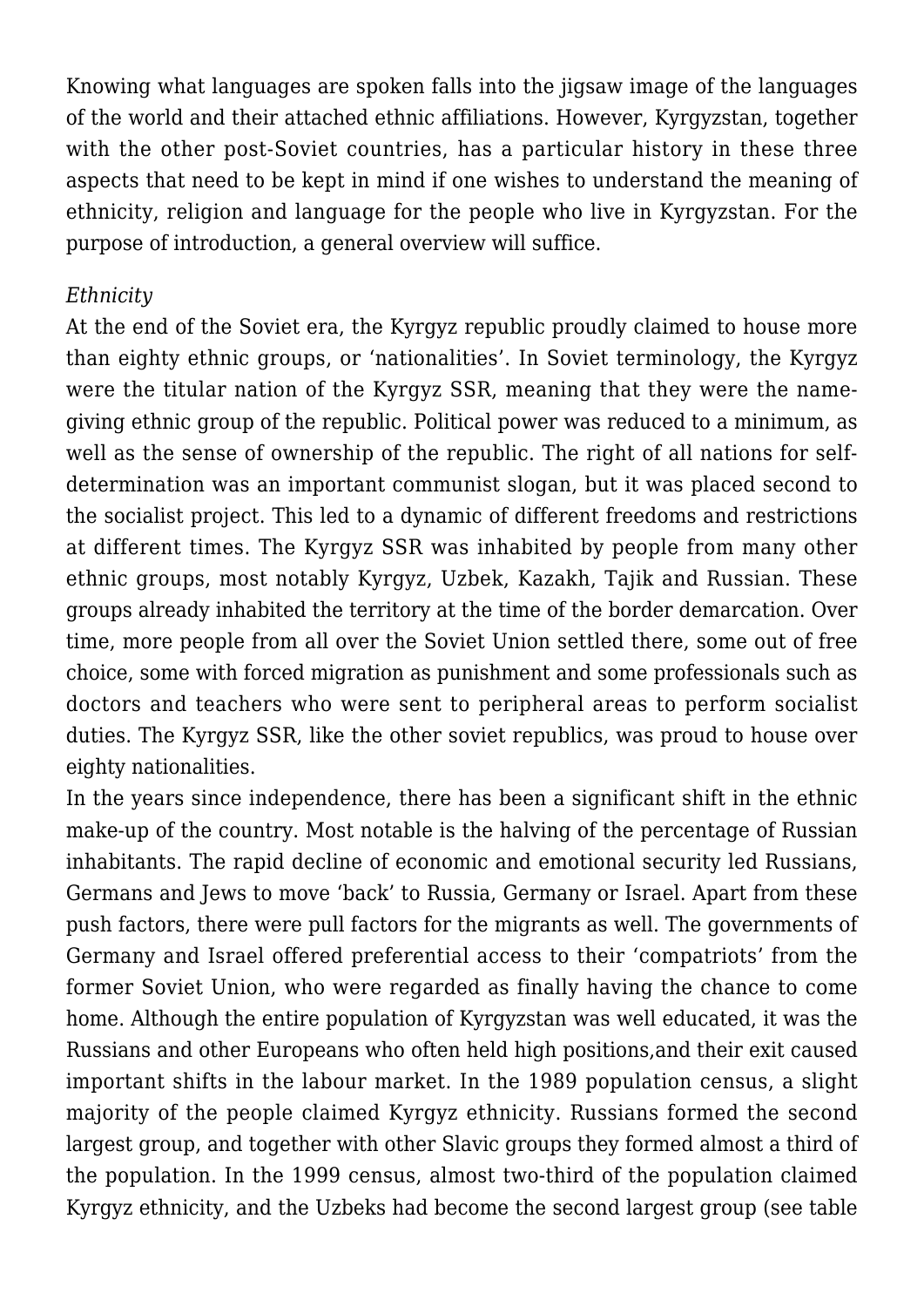Knowing what languages are spoken falls into the jigsaw image of the languages of the world and their attached ethnic affiliations. However, Kyrgyzstan, together with the other post-Soviet countries, has a particular history in these three aspects that need to be kept in mind if one wishes to understand the meaning of ethnicity, religion and language for the people who live in Kyrgyzstan. For the purpose of introduction, a general overview will suffice.

*Ethnicity*

At the end of the Soviet era, the Kyrgyz republic proudly claimed to house more than eighty ethnic groups, or 'nationalities'. In Soviet terminology, the Kyrgyz were the titular nation of the Kyrgyz SSR, meaning that they were the name-giving ethnic group of the republic. Political power was reduced to a minimum, as well as the sense of ownership of the republic. The right of all nations for self-determination was an important communist slogan, but it was placed second to the socialist project. This led to a dynamic of different freedoms and restrictions at different times. The Kyrgyz SSR was inhabited by people from many other ethnic groups, most notably Kyrgyz, Uzbek, Kazakh, Tajik and Russian. These groups already inhabited the territory at the time of the border demarcation. Over time, more people from all over the Soviet Union settled there, some out of free choice, some with forced migration as punishment and some professionals such as doctors and teachers who were sent to peripheral areas to perform socialist duties. The Kyrgyz SSR, like the other soviet republics, was proud to house over eighty nationalities.

In the years since independence, there has been a significant shift in the ethnic make-up of the country. Most notable is the halving of the percentage of Russian inhabitants. The rapid decline of economic and emotional security led Russians, Germans and Jews to move 'back' to Russia, Germany or Israel. Apart from these push factors, there were pull factors for the migrants as well. The governments of Germany and Israel offered preferential access to their 'compatriots' from the former Soviet Union, who were regarded as finally having the chance to come home. Although the entire population of Kyrgyzstan was well educated, it was the Russians and other Europeans who often held high positions,and their exit caused important shifts in the labour market. In the 1989 population census, a slight majority of the people claimed Kyrgyz ethnicity. Russians formed the second largest group, and together with other Slavic groups they formed almost a third of the population. In the 1999 census, almost two-third of the population claimed Kyrgyz ethnicity, and the Uzbeks had become the second largest group (see table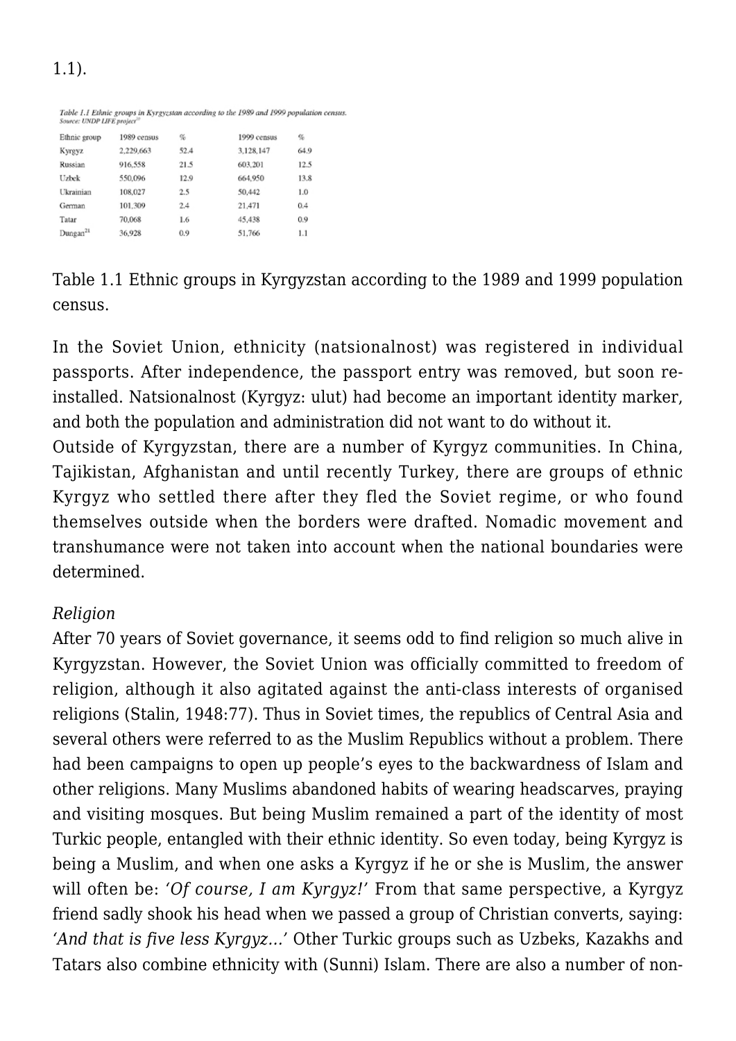1.1).

Table 1.1 Ethnic groups in Kyrgyzstan according to the 1989 and 1999 population census.
Source: UNDP LIFE project[20]

| Ethnic group | 1989 census | % | 1999 census | % |
|---|---|---|---|---|
| Kyrgyz | 2,229,663 | 52.4 | 3,128,147 | 64.9 |
| Russian | 916,558 | 21.5 | 603,201 | 12.5 |
| Uzbek | 550,096 | 12.9 | 664,950 | 13.8 |
| Ukrainian | 108,027 | 2.5 | 50,442 | 1.0 |
| German | 101,309 | 2.4 | 21,471 | 0.4 |
| Tatar | 70,068 | 1.6 | 45,438 | 0.9 |
| Dungan[21] | 36,928 | 0.9 | 51,766 | 1.1 |

Table 1.1 Ethnic groups in Kyrgyzstan according to the 1989 and 1999 population census.

In the Soviet Union, ethnicity (natsionalnost) was registered in individual passports. After independence, the passport entry was removed, but soon re-installed. Natsionalnost (Kyrgyz: ulut) had become an important identity marker, and both the population and administration did not want to do without it.
Outside of Kyrgyzstan, there are a number of Kyrgyz communities. In China, Tajikistan, Afghanistan and until recently Turkey, there are groups of ethnic Kyrgyz who settled there after they fled the Soviet regime, or who found themselves outside when the borders were drafted. Nomadic movement and transhumance were not taken into account when the national boundaries were determined.

*Religion*
After 70 years of Soviet governance, it seems odd to find religion so much alive in Kyrgyzstan. However, the Soviet Union was officially committed to freedom of religion, although it also agitated against the anti-class interests of organised religions (Stalin, 1948:77). Thus in Soviet times, the republics of Central Asia and several others were referred to as the Muslim Republics without a problem. There had been campaigns to open up people's eyes to the backwardness of Islam and other religions. Many Muslims abandoned habits of wearing headscarves, praying and visiting mosques. But being Muslim remained a part of the identity of most Turkic people, entangled with their ethnic identity. So even today, being Kyrgyz is being a Muslim, and when one asks a Kyrgyz if he or she is Muslim, the answer will often be: *'Of course, I am Kyrgyz!'* From that same perspective, a Kyrgyz friend sadly shook his head when we passed a group of Christian converts, saying: *'And that is five less Kyrgyz…'* Other Turkic groups such as Uzbeks, Kazakhs and Tatars also combine ethnicity with (Sunni) Islam. There are also a number of non-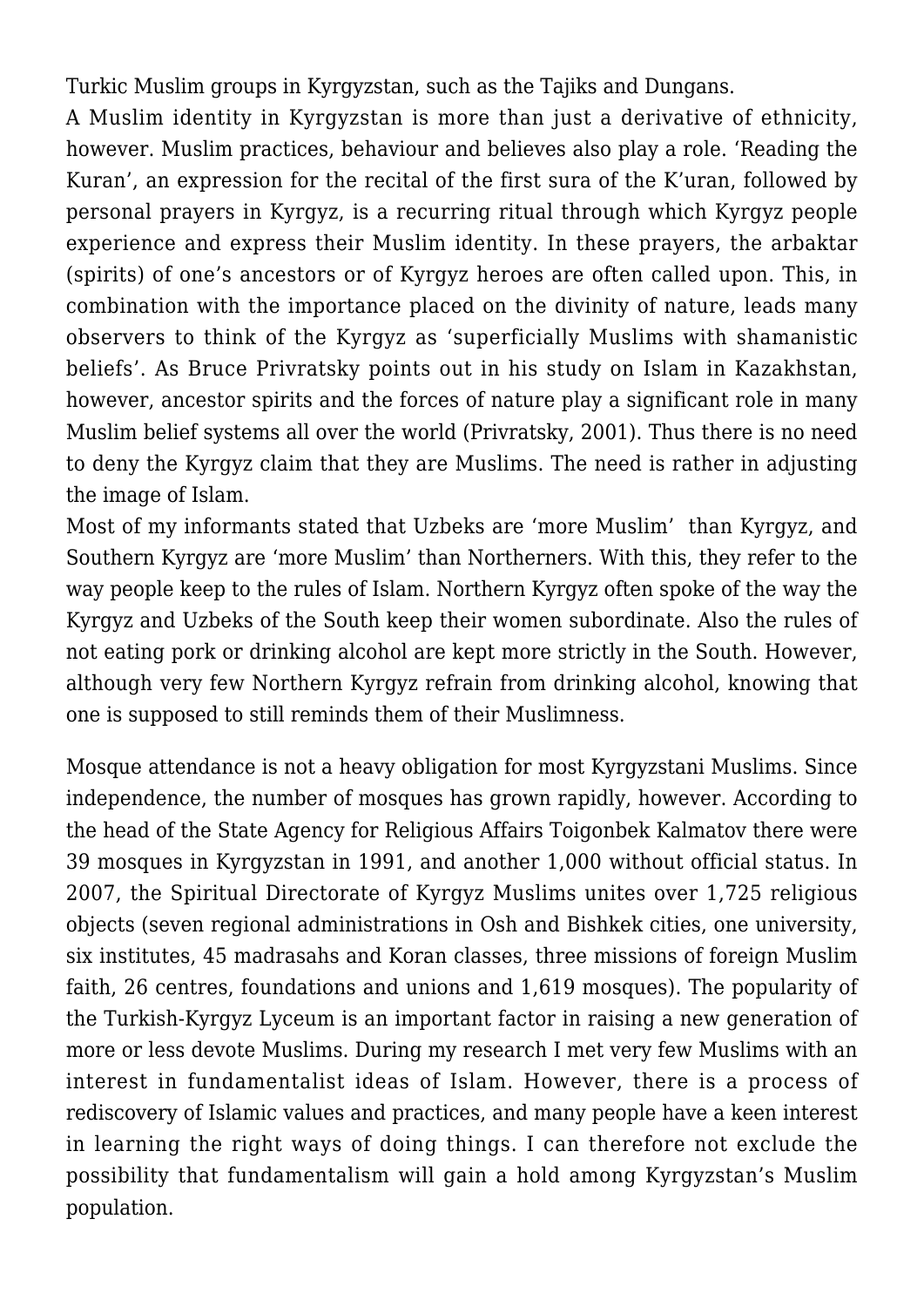Turkic Muslim groups in Kyrgyzstan, such as the Tajiks and Dungans.

A Muslim identity in Kyrgyzstan is more than just a derivative of ethnicity, however. Muslim practices, behaviour and believes also play a role. 'Reading the Kuran', an expression for the recital of the first sura of the K'uran, followed by personal prayers in Kyrgyz, is a recurring ritual through which Kyrgyz people experience and express their Muslim identity. In these prayers, the arbaktar (spirits) of one's ancestors or of Kyrgyz heroes are often called upon. This, in combination with the importance placed on the divinity of nature, leads many observers to think of the Kyrgyz as 'superficially Muslims with shamanistic beliefs'. As Bruce Privratsky points out in his study on Islam in Kazakhstan, however, ancestor spirits and the forces of nature play a significant role in many Muslim belief systems all over the world (Privratsky, 2001). Thus there is no need to deny the Kyrgyz claim that they are Muslims. The need is rather in adjusting the image of Islam.

Most of my informants stated that Uzbeks are 'more Muslim' than Kyrgyz, and Southern Kyrgyz are 'more Muslim' than Northerners. With this, they refer to the way people keep to the rules of Islam. Northern Kyrgyz often spoke of the way the Kyrgyz and Uzbeks of the South keep their women subordinate. Also the rules of not eating pork or drinking alcohol are kept more strictly in the South. However, although very few Northern Kyrgyz refrain from drinking alcohol, knowing that one is supposed to still reminds them of their Muslimness.

Mosque attendance is not a heavy obligation for most Kyrgyzstani Muslims. Since independence, the number of mosques has grown rapidly, however. According to the head of the State Agency for Religious Affairs Toigonbek Kalmatov there were 39 mosques in Kyrgyzstan in 1991, and another 1,000 without official status. In 2007, the Spiritual Directorate of Kyrgyz Muslims unites over 1,725 religious objects (seven regional administrations in Osh and Bishkek cities, one university, six institutes, 45 madrasahs and Koran classes, three missions of foreign Muslim faith, 26 centres, foundations and unions and 1,619 mosques). The popularity of the Turkish-Kyrgyz Lyceum is an important factor in raising a new generation of more or less devote Muslims. During my research I met very few Muslims with an interest in fundamentalist ideas of Islam. However, there is a process of rediscovery of Islamic values and practices, and many people have a keen interest in learning the right ways of doing things. I can therefore not exclude the possibility that fundamentalism will gain a hold among Kyrgyzstan's Muslim population.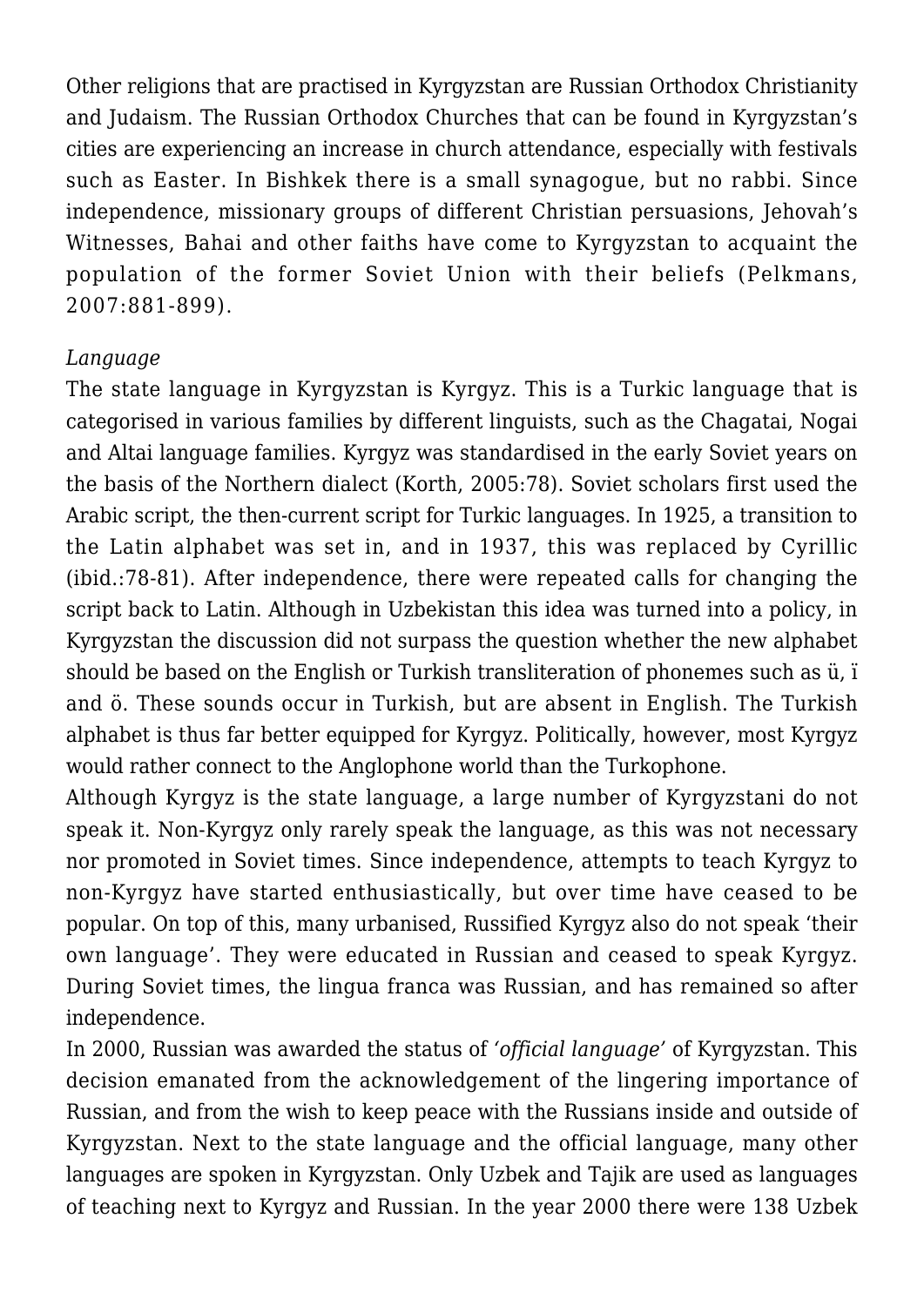Other religions that are practised in Kyrgyzstan are Russian Orthodox Christianity and Judaism. The Russian Orthodox Churches that can be found in Kyrgyzstan's cities are experiencing an increase in church attendance, especially with festivals such as Easter. In Bishkek there is a small synagogue, but no rabbi. Since independence, missionary groups of different Christian persuasions, Jehovah's Witnesses, Bahai and other faiths have come to Kyrgyzstan to acquaint the population of the former Soviet Union with their beliefs (Pelkmans, 2007:881-899).

*Language*

The state language in Kyrgyzstan is Kyrgyz. This is a Turkic language that is categorised in various families by different linguists, such as the Chagatai, Nogai and Altai language families. Kyrgyz was standardised in the early Soviet years on the basis of the Northern dialect (Korth, 2005:78). Soviet scholars first used the Arabic script, the then-current script for Turkic languages. In 1925, a transition to the Latin alphabet was set in, and in 1937, this was replaced by Cyrillic (ibid.:78-81). After independence, there were repeated calls for changing the script back to Latin. Although in Uzbekistan this idea was turned into a policy, in Kyrgyzstan the discussion did not surpass the question whether the new alphabet should be based on the English or Turkish transliteration of phonemes such as ü, ï and ö. These sounds occur in Turkish, but are absent in English. The Turkish alphabet is thus far better equipped for Kyrgyz. Politically, however, most Kyrgyz would rather connect to the Anglophone world than the Turkophone.

Although Kyrgyz is the state language, a large number of Kyrgyzstani do not speak it. Non-Kyrgyz only rarely speak the language, as this was not necessary nor promoted in Soviet times. Since independence, attempts to teach Kyrgyz to non-Kyrgyz have started enthusiastically, but over time have ceased to be popular. On top of this, many urbanised, Russified Kyrgyz also do not speak 'their own language'. They were educated in Russian and ceased to speak Kyrgyz. During Soviet times, the lingua franca was Russian, and has remained so after independence.

In 2000, Russian was awarded the status of *'official language'* of Kyrgyzstan. This decision emanated from the acknowledgement of the lingering importance of Russian, and from the wish to keep peace with the Russians inside and outside of Kyrgyzstan. Next to the state language and the official language, many other languages are spoken in Kyrgyzstan. Only Uzbek and Tajik are used as languages of teaching next to Kyrgyz and Russian. In the year 2000 there were 138 Uzbek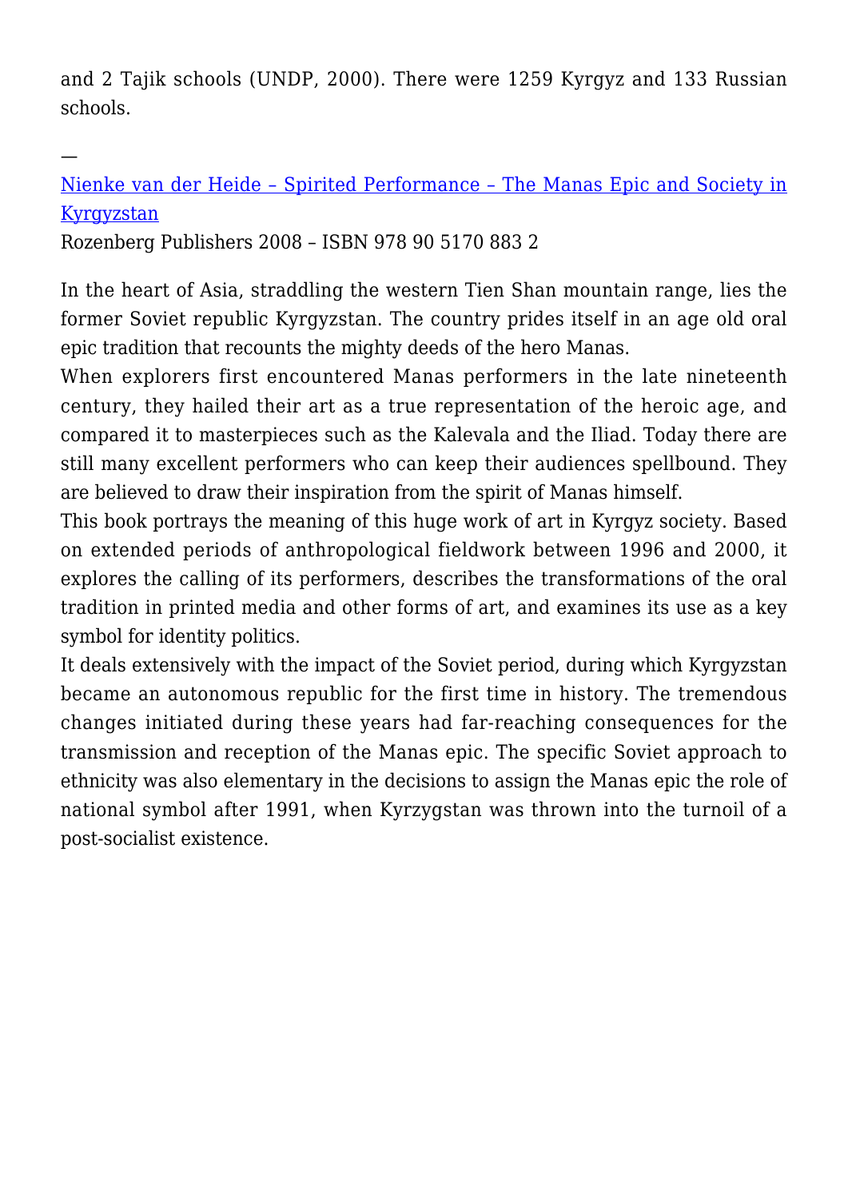and 2 Tajik schools (UNDP, 2000). There were 1259 Kyrgyz and 133 Russian schools.

—

Nienke van der Heide – Spirited Performance – The Manas Epic and Society in Kyrgyzstan
Rozenberg Publishers 2008 – ISBN 978 90 5170 883 2

In the heart of Asia, straddling the western Tien Shan mountain range, lies the former Soviet republic Kyrgyzstan. The country prides itself in an age old oral epic tradition that recounts the mighty deeds of the hero Manas.
When explorers first encountered Manas performers in the late nineteenth century, they hailed their art as a true representation of the heroic age, and compared it to masterpieces such as the Kalevala and the Iliad. Today there are still many excellent performers who can keep their audiences spellbound. They are believed to draw their inspiration from the spirit of Manas himself.
This book portrays the meaning of this huge work of art in Kyrgyz society. Based on extended periods of anthropological fieldwork between 1996 and 2000, it explores the calling of its performers, describes the transformations of the oral tradition in printed media and other forms of art, and examines its use as a key symbol for identity politics.
It deals extensively with the impact of the Soviet period, during which Kyrgyzstan became an autonomous republic for the first time in history. The tremendous changes initiated during these years had far-reaching consequences for the transmission and reception of the Manas epic. The specific Soviet approach to ethnicity was also elementary in the decisions to assign the Manas epic the role of national symbol after 1991, when Kyrzygstan was thrown into the turnoil of a post-socialist existence.